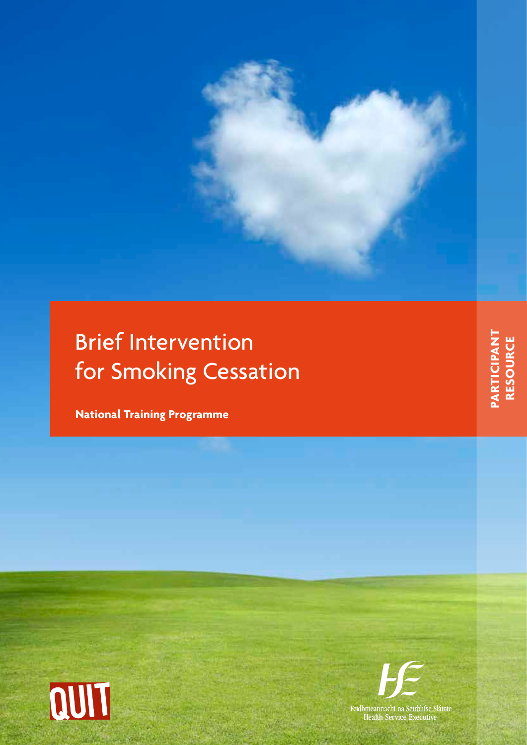# Brief Intervention for Smoking Cessation

**National Training Programme**

**PARTICIPANT RESOURCE**

QUIT

Feidhmeannacht na Seirbhíse Sláinte
Health Service Executive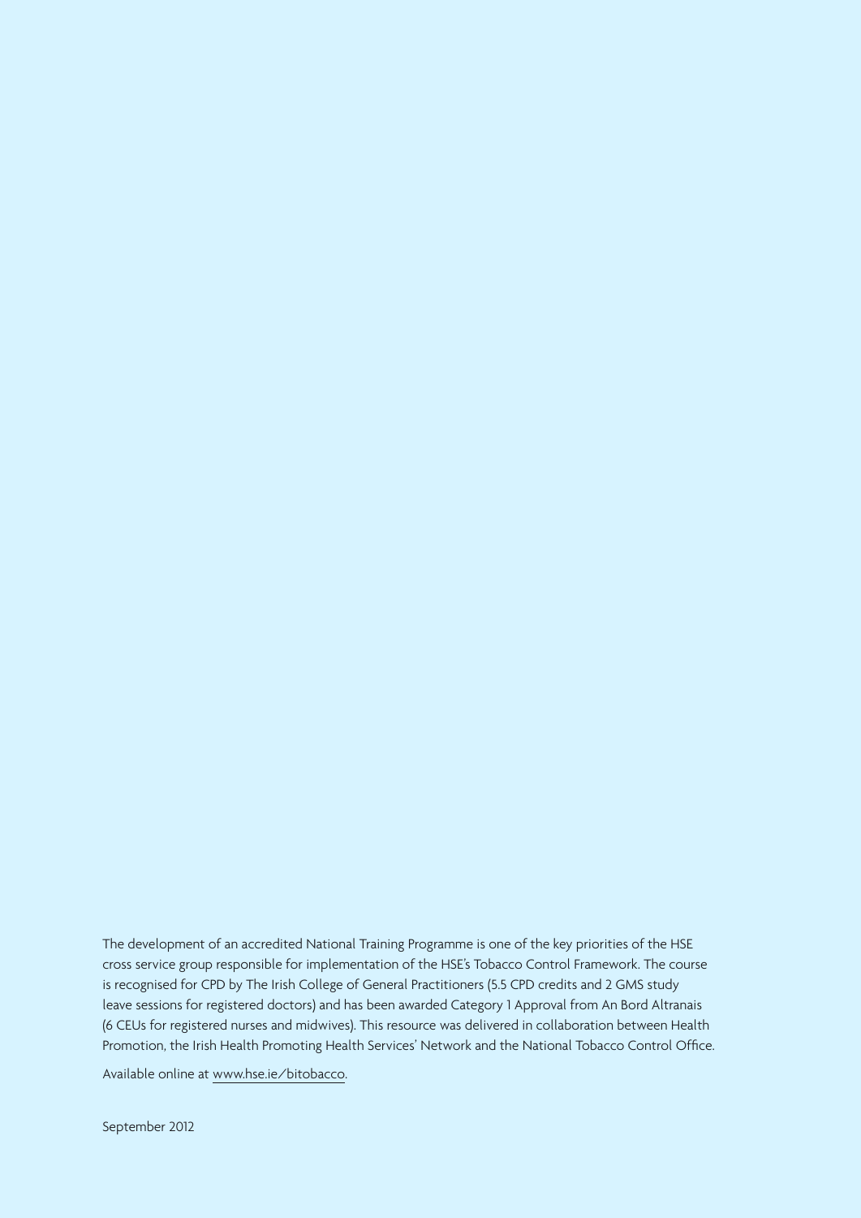The development of an accredited National Training Programme is one of the key priorities of the HSE cross service group responsible for implementation of the HSE's Tobacco Control Framework. The course is recognised for CPD by The Irish College of General Practitioners (5.5 CPD credits and 2 GMS study leave sessions for registered doctors) and has been awarded Category 1 Approval from An Bord Altranais (6 CEUs for registered nurses and midwives). This resource was delivered in collaboration between Health Promotion, the Irish Health Promoting Health Services' Network and the National Tobacco Control Office.

Available online at www.hse.ie/bitobacco.

September 2012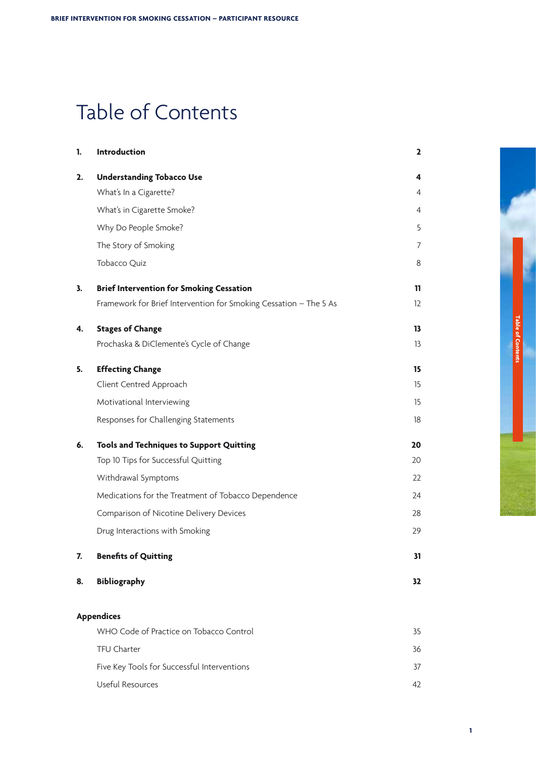# Table of Contents

| | | |
|---|---|---|
| **1.** | **Introduction** | **2** |
| **2.** | **Understanding Tobacco Use** | **4** |
| | What's In a Cigarette? | 4 |
| | What's in Cigarette Smoke? | 4 |
| | Why Do People Smoke? | 5 |
| | The Story of Smoking | 7 |
| | Tobacco Quiz | 8 |
| **3.** | **Brief Intervention for Smoking Cessation** | **11** |
| | Framework for Brief Intervention for Smoking Cessation – The 5 As | 12 |
| **4.** | **Stages of Change** | **13** |
| | Prochaska & DiClemente's Cycle of Change | 13 |
| **5.** | **Effecting Change** | **15** |
| | Client Centred Approach | 15 |
| | Motivational Interviewing | 15 |
| | Responses for Challenging Statements | 18 |
| **6.** | **Tools and Techniques to Support Quitting** | **20** |
| | Top 10 Tips for Successful Quitting | 20 |
| | Withdrawal Symptoms | 22 |
| | Medications for the Treatment of Tobacco Dependence | 24 |
| | Comparison of Nicotine Delivery Devices | 28 |
| | Drug Interactions with Smoking | 29 |
| **7.** | **Benefits of Quitting** | **31** |
| **8.** | **Bibliography** | **32** |

**Appendices**

| | |
|---|---|
| WHO Code of Practice on Tobacco Control | 35 |
| TFU Charter | 36 |
| Five Key Tools for Successful Interventions | 37 |
| Useful Resources | 42 |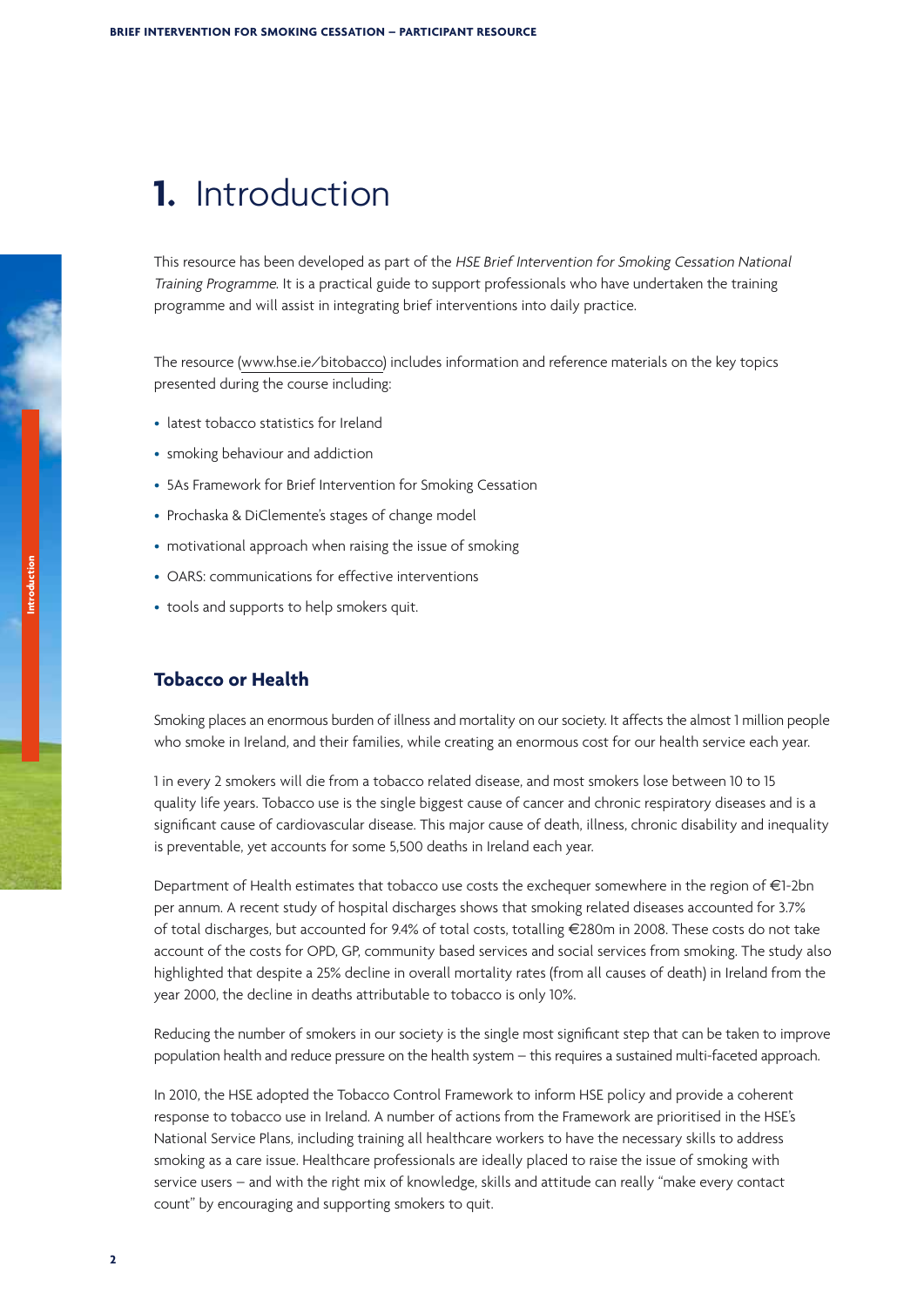# 1. Introduction

This resource has been developed as part of the *HSE Brief Intervention for Smoking Cessation National Training Programme*. It is a practical guide to support professionals who have undertaken the training programme and will assist in integrating brief interventions into daily practice.

The resource (www.hse.ie/bitobacco) includes information and reference materials on the key topics presented during the course including:

- latest tobacco statistics for Ireland
- smoking behaviour and addiction
- 5As Framework for Brief Intervention for Smoking Cessation
- Prochaska & DiClemente's stages of change model
- motivational approach when raising the issue of smoking
- OARS: communications for effective interventions
- tools and supports to help smokers quit.

## Tobacco or Health

Smoking places an enormous burden of illness and mortality on our society. It affects the almost 1 million people who smoke in Ireland, and their families, while creating an enormous cost for our health service each year.

1 in every 2 smokers will die from a tobacco related disease, and most smokers lose between 10 to 15 quality life years. Tobacco use is the single biggest cause of cancer and chronic respiratory diseases and is a significant cause of cardiovascular disease. This major cause of death, illness, chronic disability and inequality is preventable, yet accounts for some 5,500 deaths in Ireland each year.

Department of Health estimates that tobacco use costs the exchequer somewhere in the region of €1-2bn per annum. A recent study of hospital discharges shows that smoking related diseases accounted for 3.7% of total discharges, but accounted for 9.4% of total costs, totalling €280m in 2008. These costs do not take account of the costs for OPD, GP, community based services and social services from smoking. The study also highlighted that despite a 25% decline in overall mortality rates (from all causes of death) in Ireland from the year 2000, the decline in deaths attributable to tobacco is only 10%.

Reducing the number of smokers in our society is the single most significant step that can be taken to improve population health and reduce pressure on the health system – this requires a sustained multi-faceted approach.

In 2010, the HSE adopted the Tobacco Control Framework to inform HSE policy and provide a coherent response to tobacco use in Ireland. A number of actions from the Framework are prioritised in the HSE's National Service Plans, including training all healthcare workers to have the necessary skills to address smoking as a care issue. Healthcare professionals are ideally placed to raise the issue of smoking with service users – and with the right mix of knowledge, skills and attitude can really "make every contact count" by encouraging and supporting smokers to quit.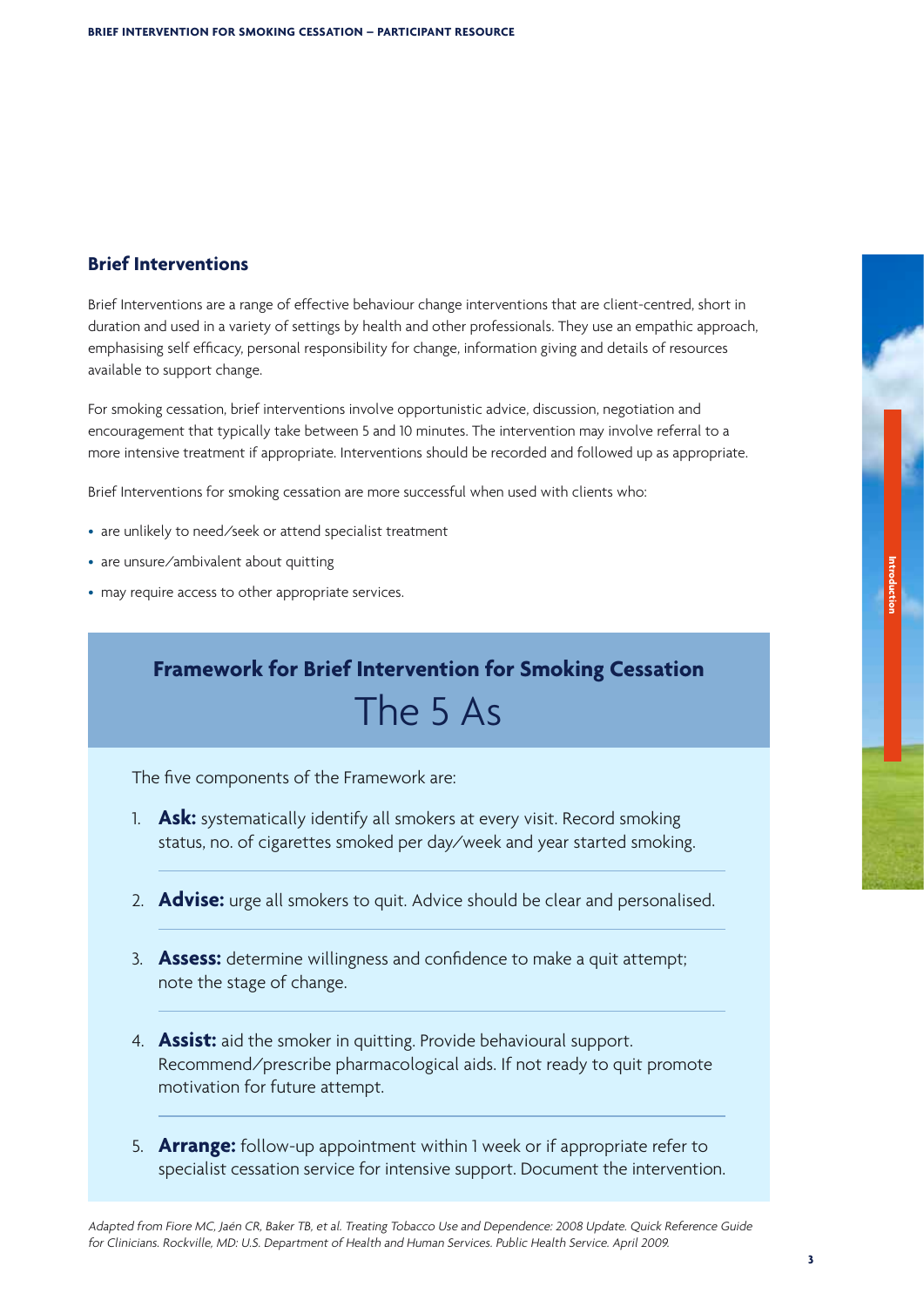## Brief Interventions

Brief Interventions are a range of effective behaviour change interventions that are client-centred, short in duration and used in a variety of settings by health and other professionals. They use an empathic approach, emphasising self efficacy, personal responsibility for change, information giving and details of resources available to support change.

For smoking cessation, brief interventions involve opportunistic advice, discussion, negotiation and encouragement that typically take between 5 and 10 minutes. The intervention may involve referral to a more intensive treatment if appropriate. Interventions should be recorded and followed up as appropriate.

Brief Interventions for smoking cessation are more successful when used with clients who:

- are unlikely to need/seek or attend specialist treatment
- are unsure/ambivalent about quitting
- may require access to other appropriate services.

### Framework for Brief Intervention for Smoking Cessation

### The 5 As

The five components of the Framework are:

1. **Ask:** systematically identify all smokers at every visit. Record smoking status, no. of cigarettes smoked per day/week and year started smoking.
2. **Advise:** urge all smokers to quit. Advice should be clear and personalised.
3. **Assess:** determine willingness and confidence to make a quit attempt; note the stage of change.
4. **Assist:** aid the smoker in quitting. Provide behavioural support. Recommend/prescribe pharmacological aids. If not ready to quit promote motivation for future attempt.
5. **Arrange:** follow-up appointment within 1 week or if appropriate refer to specialist cessation service for intensive support. Document the intervention.

*Adapted from Fiore MC, Jaén CR, Baker TB, et al. Treating Tobacco Use and Dependence: 2008 Update. Quick Reference Guide for Clinicians. Rockville, MD: U.S. Department of Health and Human Services. Public Health Service. April 2009.*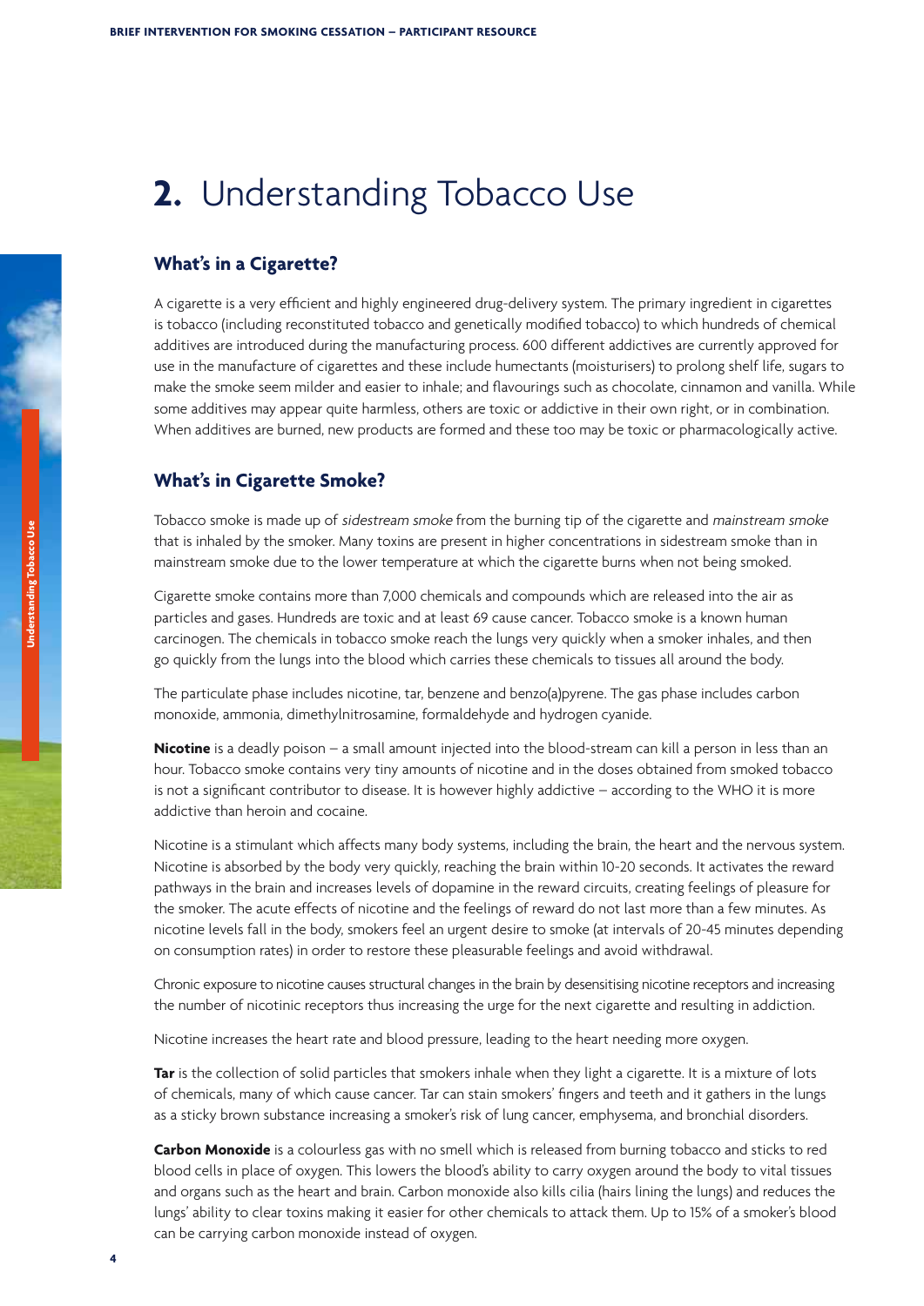# 2. Understanding Tobacco Use

## What's in a Cigarette?

A cigarette is a very efficient and highly engineered drug-delivery system. The primary ingredient in cigarettes is tobacco (including reconstituted tobacco and genetically modified tobacco) to which hundreds of chemical additives are introduced during the manufacturing process. 600 different addictives are currently approved for use in the manufacture of cigarettes and these include humectants (moisturisers) to prolong shelf life, sugars to make the smoke seem milder and easier to inhale; and flavourings such as chocolate, cinnamon and vanilla. While some additives may appear quite harmless, others are toxic or addictive in their own right, or in combination. When additives are burned, new products are formed and these too may be toxic or pharmacologically active.

## What's in Cigarette Smoke?

Tobacco smoke is made up of *sidestream smoke* from the burning tip of the cigarette and *mainstream smoke* that is inhaled by the smoker. Many toxins are present in higher concentrations in sidestream smoke than in mainstream smoke due to the lower temperature at which the cigarette burns when not being smoked.

Cigarette smoke contains more than 7,000 chemicals and compounds which are released into the air as particles and gases. Hundreds are toxic and at least 69 cause cancer. Tobacco smoke is a known human carcinogen. The chemicals in tobacco smoke reach the lungs very quickly when a smoker inhales, and then go quickly from the lungs into the blood which carries these chemicals to tissues all around the body.

The particulate phase includes nicotine, tar, benzene and benzo(a)pyrene. The gas phase includes carbon monoxide, ammonia, dimethylnitrosamine, formaldehyde and hydrogen cyanide.

**Nicotine** is a deadly poison – a small amount injected into the blood-stream can kill a person in less than an hour. Tobacco smoke contains very tiny amounts of nicotine and in the doses obtained from smoked tobacco is not a significant contributor to disease. It is however highly addictive – according to the WHO it is more addictive than heroin and cocaine.

Nicotine is a stimulant which affects many body systems, including the brain, the heart and the nervous system. Nicotine is absorbed by the body very quickly, reaching the brain within 10-20 seconds. It activates the reward pathways in the brain and increases levels of dopamine in the reward circuits, creating feelings of pleasure for the smoker. The acute effects of nicotine and the feelings of reward do not last more than a few minutes. As nicotine levels fall in the body, smokers feel an urgent desire to smoke (at intervals of 20-45 minutes depending on consumption rates) in order to restore these pleasurable feelings and avoid withdrawal.

Chronic exposure to nicotine causes structural changes in the brain by desensitising nicotine receptors and increasing the number of nicotinic receptors thus increasing the urge for the next cigarette and resulting in addiction.

Nicotine increases the heart rate and blood pressure, leading to the heart needing more oxygen.

**Tar** is the collection of solid particles that smokers inhale when they light a cigarette. It is a mixture of lots of chemicals, many of which cause cancer. Tar can stain smokers' fingers and teeth and it gathers in the lungs as a sticky brown substance increasing a smoker's risk of lung cancer, emphysema, and bronchial disorders.

**Carbon Monoxide** is a colourless gas with no smell which is released from burning tobacco and sticks to red blood cells in place of oxygen. This lowers the blood's ability to carry oxygen around the body to vital tissues and organs such as the heart and brain. Carbon monoxide also kills cilia (hairs lining the lungs) and reduces the lungs' ability to clear toxins making it easier for other chemicals to attack them. Up to 15% of a smoker's blood can be carrying carbon monoxide instead of oxygen.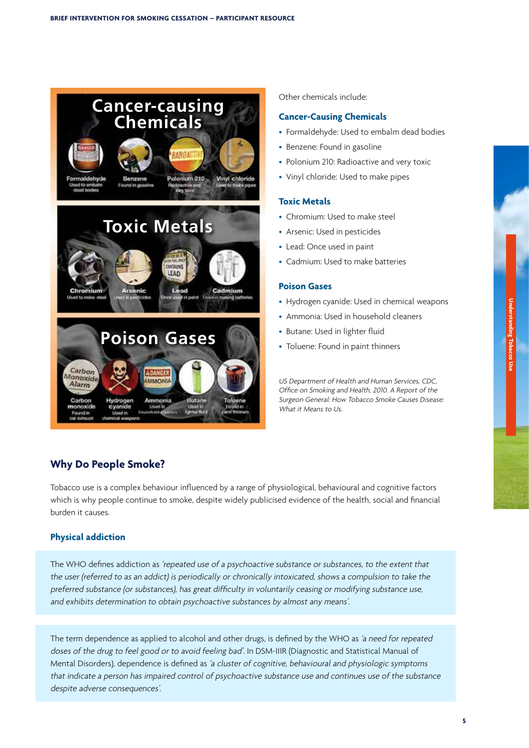Other chemicals include:

### Cancer-Causing Chemicals

- Formaldehyde: Used to embalm dead bodies
- Benzene: Found in gasoline
- Polonium 210: Radioactive and very toxic
- Vinyl chloride: Used to make pipes

### Toxic Metals

- Chromium: Used to make steel
- Arsenic: Used in pesticides
- Lead: Once used in paint
- Cadmium: Used to make batteries

### Poison Gases

- Hydrogen cyanide: Used in chemical weapons
- Ammonia: Used in household cleaners
- Butane: Used in lighter fluid
- Toluene: Found in paint thinners

*US Department of Health and Human Services, CDC, Office on Smoking and Health, 2010. A Report of the Surgeon General: How Tobacco Smoke Causes Disease: What it Means to Us.*

## Why Do People Smoke?

Tobacco use is a complex behaviour influenced by a range of physiological, behavioural and cognitive factors which is why people continue to smoke, despite widely publicised evidence of the health, social and financial burden it causes.

### Physical addiction

The WHO defines addiction as *'repeated use of a psychoactive substance or substances, to the extent that the user (referred to as an addict) is periodically or chronically intoxicated, shows a compulsion to take the preferred substance (or substances), has great difficulty in voluntarily ceasing or modifying substance use, and exhibits determination to obtain psychoactive substances by almost any means'*.

The term dependence as applied to alcohol and other drugs, is defined by the WHO as *'a need for repeated doses of the drug to feel good or to avoid feeling bad'*. In DSM-IIIR (Diagnostic and Statistical Manual of Mental Disorders), dependence is defined as *'a cluster of cognitive, behavioural and physiologic symptoms that indicate a person has impaired control of psychoactive substance use and continues use of the substance despite adverse consequences'*.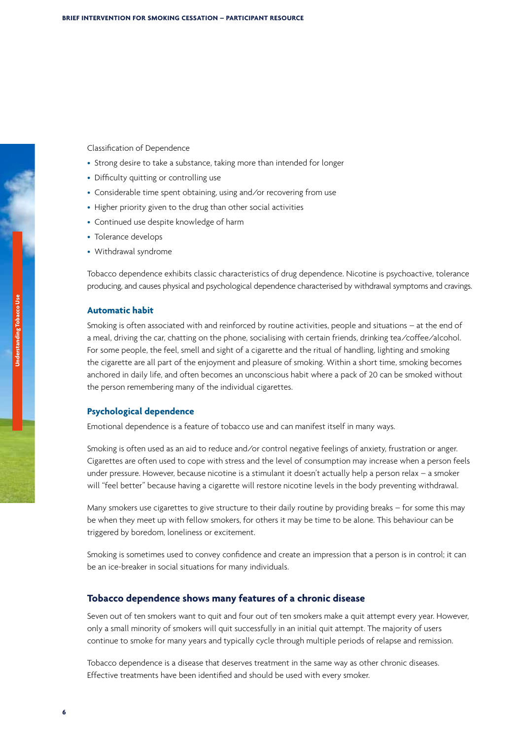Classification of Dependence

- Strong desire to take a substance, taking more than intended for longer
- Difficulty quitting or controlling use
- Considerable time spent obtaining, using and/or recovering from use
- Higher priority given to the drug than other social activities
- Continued use despite knowledge of harm
- Tolerance develops
- Withdrawal syndrome

Tobacco dependence exhibits classic characteristics of drug dependence. Nicotine is psychoactive, tolerance producing, and causes physical and psychological dependence characterised by withdrawal symptoms and cravings.

### Automatic habit

Smoking is often associated with and reinforced by routine activities, people and situations – at the end of a meal, driving the car, chatting on the phone, socialising with certain friends, drinking tea/coffee/alcohol. For some people, the feel, smell and sight of a cigarette and the ritual of handling, lighting and smoking the cigarette are all part of the enjoyment and pleasure of smoking. Within a short time, smoking becomes anchored in daily life, and often becomes an unconscious habit where a pack of 20 can be smoked without the person remembering many of the individual cigarettes.

### Psychological dependence

Emotional dependence is a feature of tobacco use and can manifest itself in many ways.

Smoking is often used as an aid to reduce and/or control negative feelings of anxiety, frustration or anger. Cigarettes are often used to cope with stress and the level of consumption may increase when a person feels under pressure. However, because nicotine is a stimulant it doesn't actually help a person relax – a smoker will "feel better" because having a cigarette will restore nicotine levels in the body preventing withdrawal.

Many smokers use cigarettes to give structure to their daily routine by providing breaks – for some this may be when they meet up with fellow smokers, for others it may be time to be alone. This behaviour can be triggered by boredom, loneliness or excitement.

Smoking is sometimes used to convey confidence and create an impression that a person is in control; it can be an ice-breaker in social situations for many individuals.

## Tobacco dependence shows many features of a chronic disease

Seven out of ten smokers want to quit and four out of ten smokers make a quit attempt every year. However, only a small minority of smokers will quit successfully in an initial quit attempt. The majority of users continue to smoke for many years and typically cycle through multiple periods of relapse and remission.

Tobacco dependence is a disease that deserves treatment in the same way as other chronic diseases. Effective treatments have been identified and should be used with every smoker.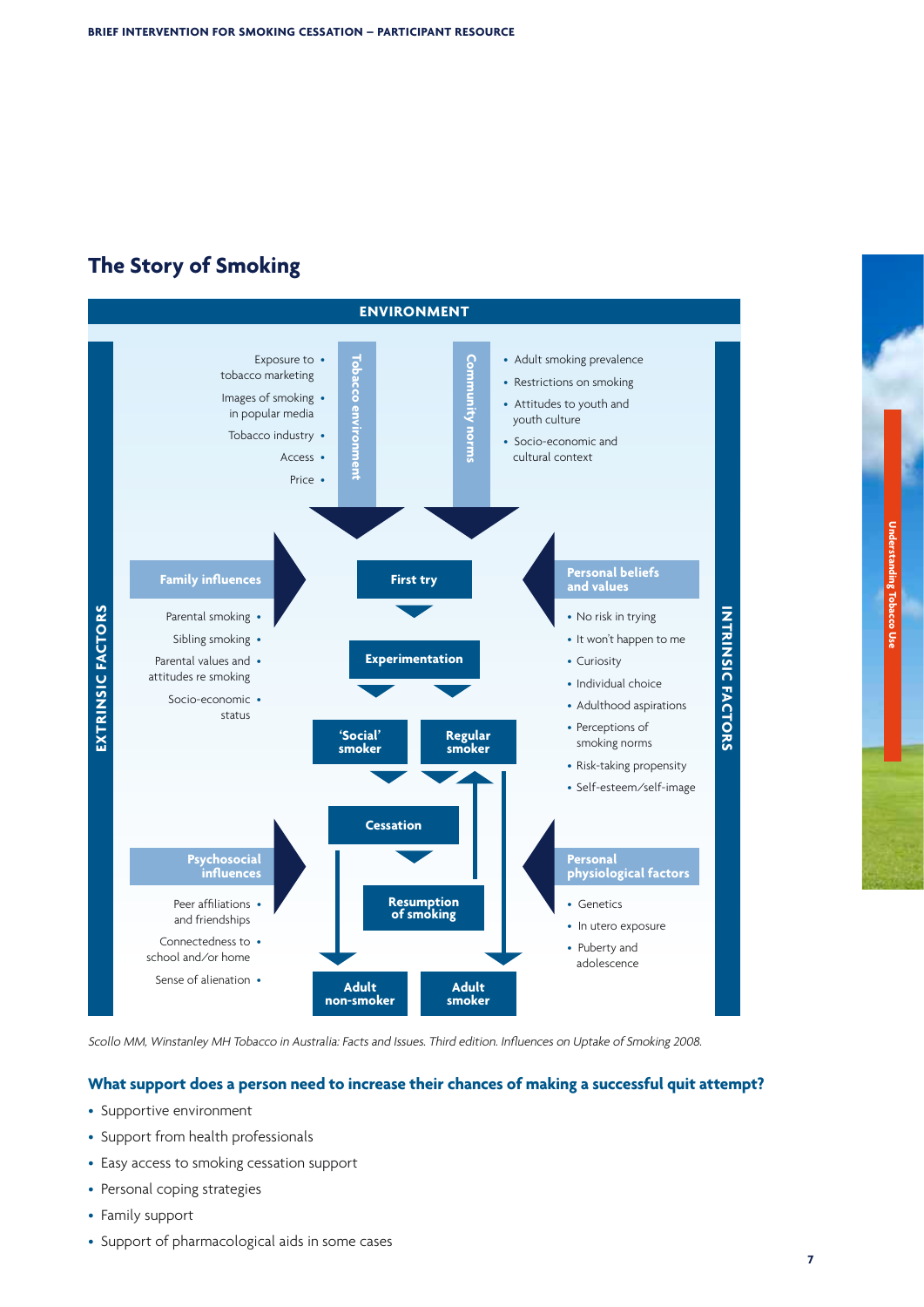## The Story of Smoking

**ENVIRONMENT**

**Tobacco environment**

- Exposure to tobacco marketing
- Images of smoking in popular media
- Tobacco industry
- Access
- Price

**Community norms**

- Adult smoking prevalence
- Restrictions on smoking
- Attitudes to youth and youth culture
- Socio-economic and cultural context

**EXTRINSIC FACTORS**

**Family influences**

- Parental smoking
- Sibling smoking
- Parental values and attitudes re smoking
- Socio-economic status

**Psychosocial influences**

- Peer affiliations and friendships
- Connectedness to school and/or home
- Sense of alienation

**INTRINSIC FACTORS**

**Personal beliefs and values**

- No risk in trying
- It won't happen to me
- Curiosity
- Individual choice
- Adulthood aspirations
- Perceptions of smoking norms
- Risk-taking propensity
- Self-esteem/self-image

**Personal physiological factors**

- Genetics
- In utero exposure
- Puberty and adolescence

**Pathway:** First try → Experimentation → 'Social' smoker / Regular smoker → Cessation → Resumption of smoking → Adult non-smoker / Adult smoker

*Scollo MM, Winstanley MH Tobacco in Australia: Facts and Issues. Third edition. Influences on Uptake of Smoking 2008.*

### What support does a person need to increase their chances of making a successful quit attempt?

- Supportive environment
- Support from health professionals
- Easy access to smoking cessation support
- Personal coping strategies
- Family support
- Support of pharmacological aids in some cases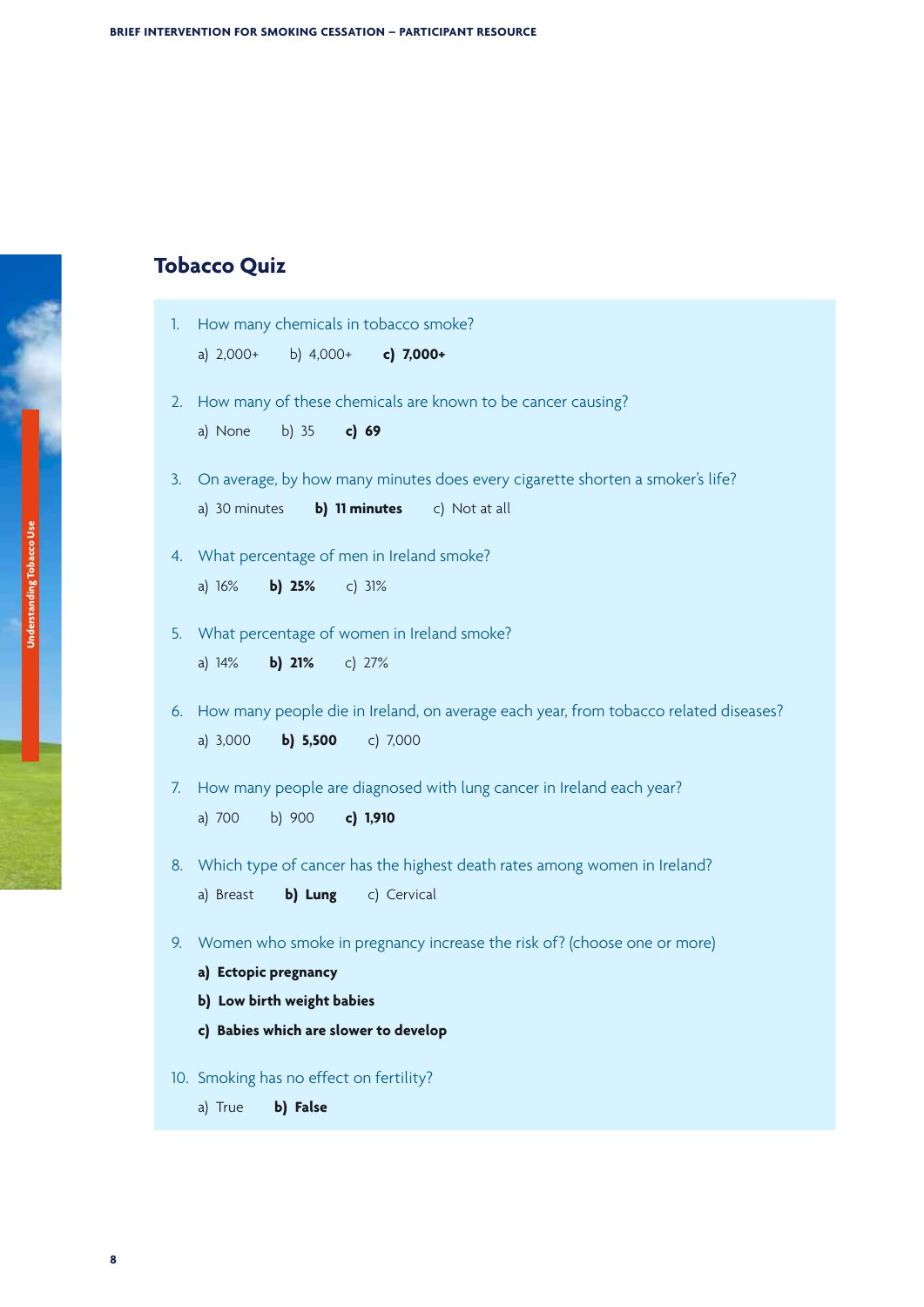## Tobacco Quiz

1. How many chemicals in tobacco smoke?

   a) 2,000+ b) 4,000+ **c) 7,000+**

2. How many of these chemicals are known to be cancer causing?

   a) None b) 35 **c) 69**

3. On average, by how many minutes does every cigarette shorten a smoker's life?

   a) 30 minutes **b) 11 minutes** c) Not at all

4. What percentage of men in Ireland smoke?

   a) 16% **b) 25%** c) 31%

5. What percentage of women in Ireland smoke?

   a) 14% **b) 21%** c) 27%

6. How many people die in Ireland, on average each year, from tobacco related diseases?

   a) 3,000 **b) 5,500** c) 7,000

7. How many people are diagnosed with lung cancer in Ireland each year?

   a) 700 b) 900 **c) 1,910**

8. Which type of cancer has the highest death rates among women in Ireland?

   a) Breast **b) Lung** c) Cervical

9. Women who smoke in pregnancy increase the risk of? (choose one or more)

   **a) Ectopic pregnancy**

   **b) Low birth weight babies**

   **c) Babies which are slower to develop**

10. Smoking has no effect on fertility?

    a) True **b) False**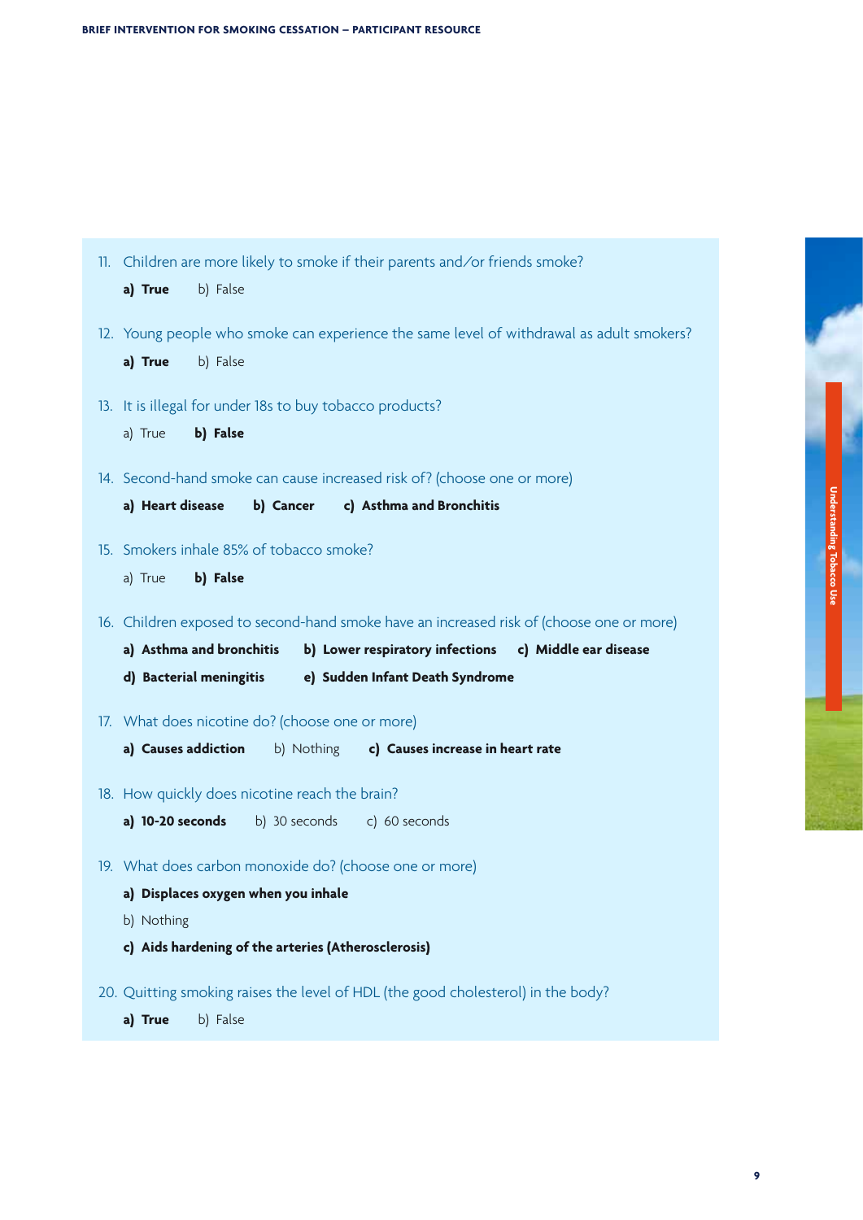11. Children are more likely to smoke if their parents and/or friends smoke?

    **a) True** b) False

12. Young people who smoke can experience the same level of withdrawal as adult smokers?

    **a) True** b) False

13. It is illegal for under 18s to buy tobacco products?

    a) True **b) False**

14. Second-hand smoke can cause increased risk of? (choose one or more)

    **a) Heart disease** **b) Cancer** **c) Asthma and Bronchitis**

15. Smokers inhale 85% of tobacco smoke?

    a) True **b) False**

16. Children exposed to second-hand smoke have an increased risk of (choose one or more)

    **a) Asthma and bronchitis** **b) Lower respiratory infections** **c) Middle ear disease**

    **d) Bacterial meningitis** **e) Sudden Infant Death Syndrome**

17. What does nicotine do? (choose one or more)

    **a) Causes addiction** b) Nothing **c) Causes increase in heart rate**

18. How quickly does nicotine reach the brain?

    **a) 10-20 seconds** b) 30 seconds c) 60 seconds

19. What does carbon monoxide do? (choose one or more)

    **a) Displaces oxygen when you inhale**

    b) Nothing

    **c) Aids hardening of the arteries (Atherosclerosis)**

20. Quitting smoking raises the level of HDL (the good cholesterol) in the body?

    **a) True** b) False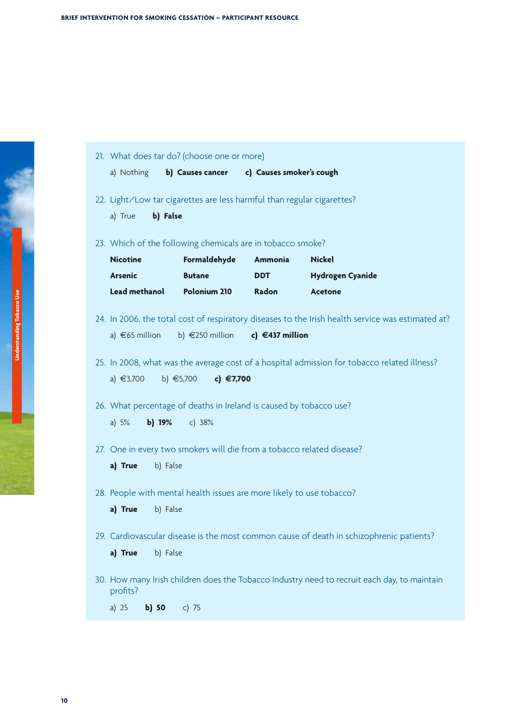21. What does tar do? (choose one or more)

    a) Nothing **b) Causes cancer** **c) Causes smoker's cough**

22. Light/Low tar cigarettes are less harmful than regular cigarettes?

    a) True **b) False**

23. Which of the following chemicals are in tobacco smoke?

| | | | |
|---|---|---|---|
| **Nicotine** | **Formaldehyde** | **Ammonia** | **Nickel** |
| **Arsenic** | **Butane** | **DDT** | **Hydrogen Cyanide** |
| **Lead methanol** | **Polonium 210** | **Radon** | **Acetone** |

24. In 2006, the total cost of respiratory diseases to the Irish health service was estimated at?

    a) €65 million b) €250 million **c) €437 million**

25. In 2008, what was the average cost of a hospital admission for tobacco related illness?

    a) €3,700 b) €5,700 **c) €7,700**

26. What percentage of deaths in Ireland is caused by tobacco use?

    a) 5% **b) 19%** c) 38%

27. One in every two smokers will die from a tobacco related disease?

    **a) True** b) False

28. People with mental health issues are more likely to use tobacco?

    **a) True** b) False

29. Cardiovascular disease is the most common cause of death in schizophrenic patients?

    **a) True** b) False

30. How many Irish children does the Tobacco Industry need to recruit each day, to maintain profits?

    a) 25 **b) 50** c) 75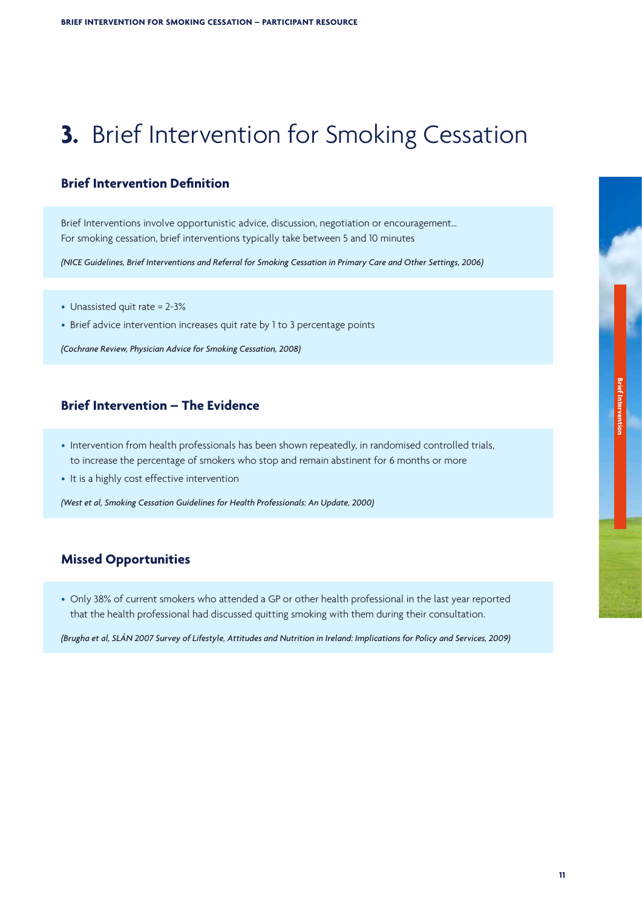# 3. Brief Intervention for Smoking Cessation

## Brief Intervention Definition

Brief Interventions involve opportunistic advice, discussion, negotiation or encouragement...
For smoking cessation, brief interventions typically take between 5 and 10 minutes

*(NICE Guidelines, Brief Interventions and Referral for Smoking Cessation in Primary Care and Other Settings, 2006)*

- Unassisted quit rate = 2-3%
- Brief advice intervention increases quit rate by 1 to 3 percentage points

*(Cochrane Review, Physician Advice for Smoking Cessation, 2008)*

## Brief Intervention – The Evidence

- Intervention from health professionals has been shown repeatedly, in randomised controlled trials, to increase the percentage of smokers who stop and remain abstinent for 6 months or more
- It is a highly cost effective intervention

*(West et al, Smoking Cessation Guidelines for Health Professionals: An Update, 2000)*

## Missed Opportunities

- Only 38% of current smokers who attended a GP or other health professional in the last year reported that the health professional had discussed quitting smoking with them during their consultation.

*(Brugha et al, SLÁN 2007 Survey of Lifestyle, Attitudes and Nutrition in Ireland: Implications for Policy and Services, 2009)*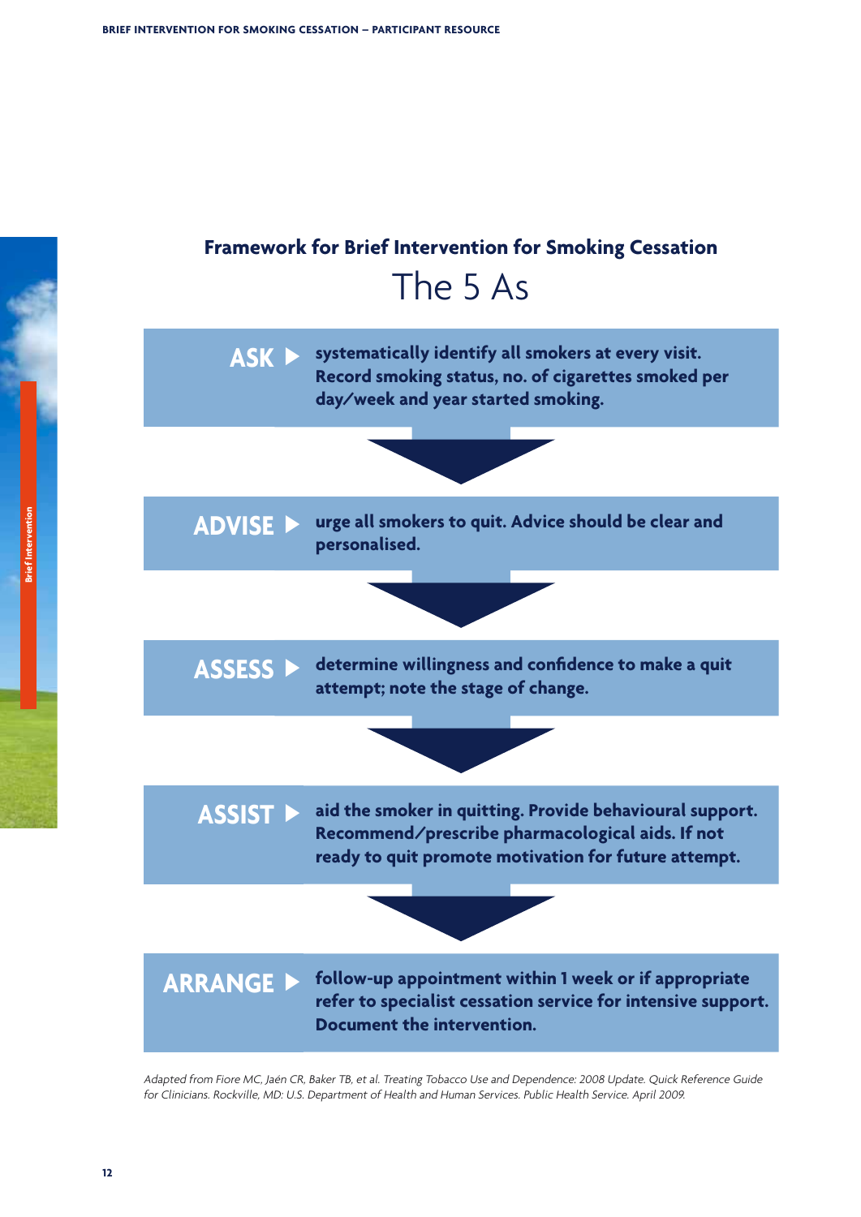## Framework for Brief Intervention for Smoking Cessation

# The 5 As

**ASK** ▶ **systematically identify all smokers at every visit. Record smoking status, no. of cigarettes smoked per day/week and year started smoking.**

**ADVISE** ▶ **urge all smokers to quit. Advice should be clear and personalised.**

**ASSESS** ▶ **determine willingness and confidence to make a quit attempt; note the stage of change.**

**ASSIST** ▶ **aid the smoker in quitting. Provide behavioural support. Recommend/prescribe pharmacological aids. If not ready to quit promote motivation for future attempt.**

**ARRANGE** ▶ **follow-up appointment within 1 week or if appropriate refer to specialist cessation service for intensive support. Document the intervention.**

*Adapted from Fiore MC, Jaén CR, Baker TB, et al. Treating Tobacco Use and Dependence: 2008 Update. Quick Reference Guide for Clinicians. Rockville, MD: U.S. Department of Health and Human Services. Public Health Service. April 2009.*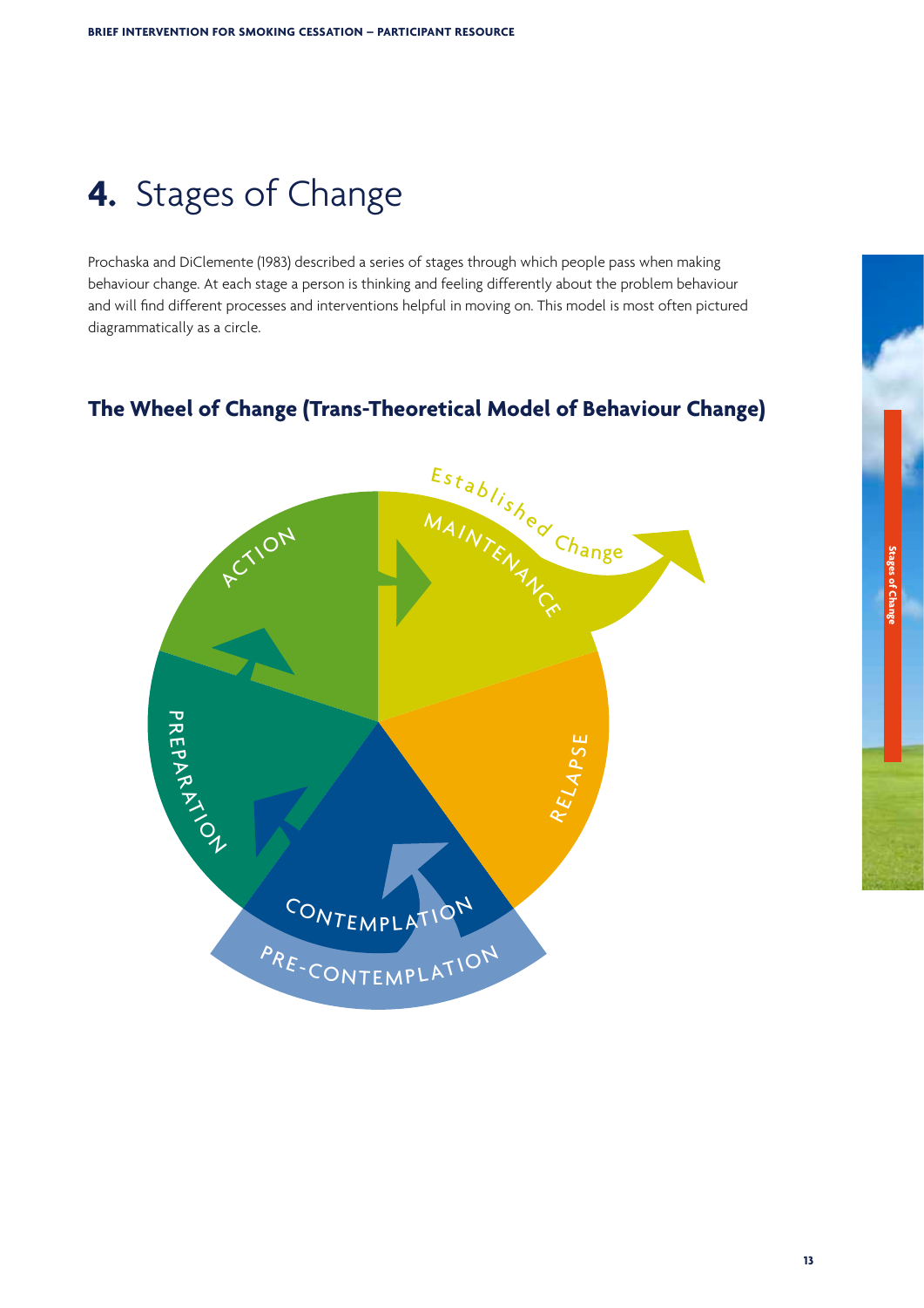# 4. Stages of Change

Prochaska and DiClemente (1983) described a series of stages through which people pass when making behaviour change. At each stage a person is thinking and feeling differently about the problem behaviour and will find different processes and interventions helpful in moving on. This model is most often pictured diagrammatically as a circle.

## The Wheel of Change (Trans-Theoretical Model of Behaviour Change)

ACTION

MAINTENANCE

Established Change

RELAPSE

PREPARATION

CONTEMPLATION

PRE-CONTEMPLATION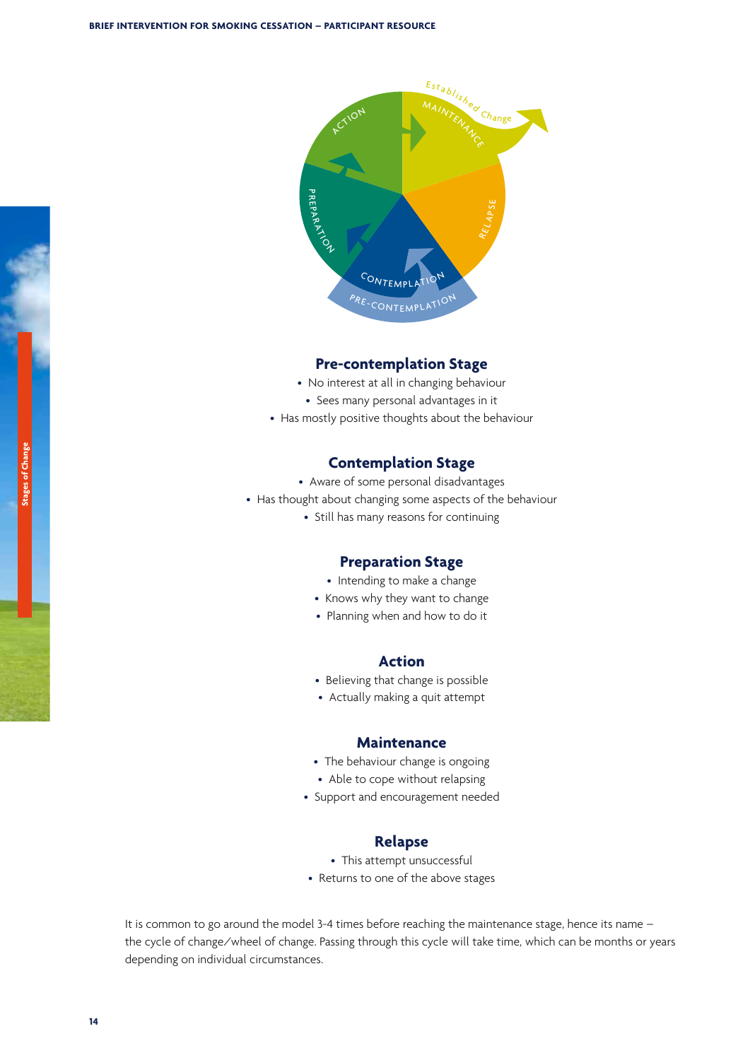## Pre-contemplation Stage

- No interest at all in changing behaviour
- Sees many personal advantages in it
- Has mostly positive thoughts about the behaviour

## Contemplation Stage

- Aware of some personal disadvantages
- Has thought about changing some aspects of the behaviour
- Still has many reasons for continuing

## Preparation Stage

- Intending to make a change
- Knows why they want to change
- Planning when and how to do it

## Action

- Believing that change is possible
- Actually making a quit attempt

## Maintenance

- The behaviour change is ongoing
- Able to cope without relapsing
- Support and encouragement needed

## Relapse

- This attempt unsuccessful
- Returns to one of the above stages

It is common to go around the model 3-4 times before reaching the maintenance stage, hence its name – the cycle of change/wheel of change. Passing through this cycle will take time, which can be months or years depending on individual circumstances.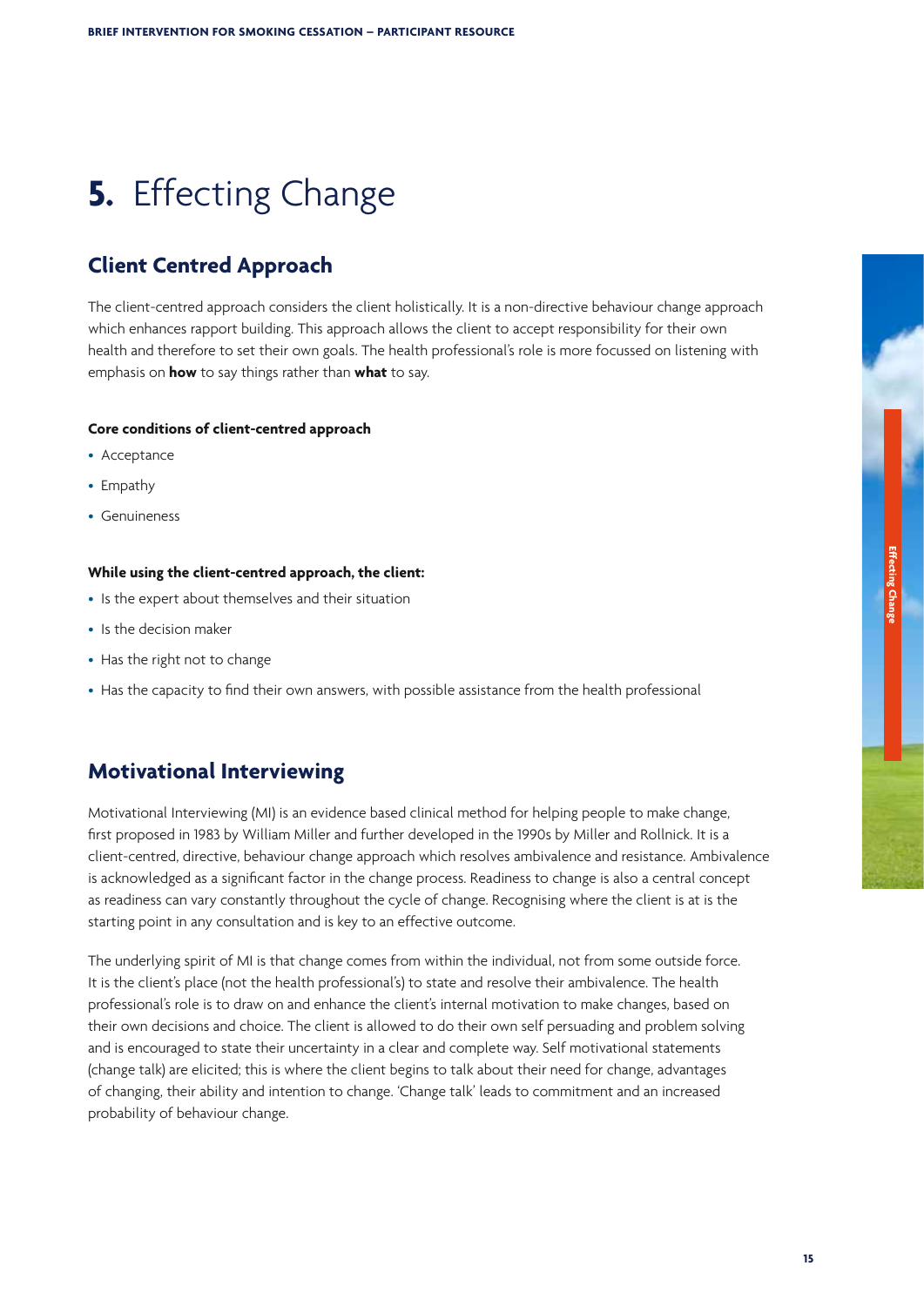# 5. Effecting Change

## Client Centred Approach

The client-centred approach considers the client holistically. It is a non-directive behaviour change approach which enhances rapport building. This approach allows the client to accept responsibility for their own health and therefore to set their own goals. The health professional's role is more focussed on listening with emphasis on **how** to say things rather than **what** to say.

### Core conditions of client-centred approach

- Acceptance
- Empathy
- Genuineness

### While using the client-centred approach, the client:

- Is the expert about themselves and their situation
- Is the decision maker
- Has the right not to change
- Has the capacity to find their own answers, with possible assistance from the health professional

## Motivational Interviewing

Motivational Interviewing (MI) is an evidence based clinical method for helping people to make change, first proposed in 1983 by William Miller and further developed in the 1990s by Miller and Rollnick. It is a client-centred, directive, behaviour change approach which resolves ambivalence and resistance. Ambivalence is acknowledged as a significant factor in the change process. Readiness to change is also a central concept as readiness can vary constantly throughout the cycle of change. Recognising where the client is at is the starting point in any consultation and is key to an effective outcome.

The underlying spirit of MI is that change comes from within the individual, not from some outside force. It is the client's place (not the health professional's) to state and resolve their ambivalence. The health professional's role is to draw on and enhance the client's internal motivation to make changes, based on their own decisions and choice. The client is allowed to do their own self persuading and problem solving and is encouraged to state their uncertainty in a clear and complete way. Self motivational statements (change talk) are elicited; this is where the client begins to talk about their need for change, advantages of changing, their ability and intention to change. 'Change talk' leads to commitment and an increased probability of behaviour change.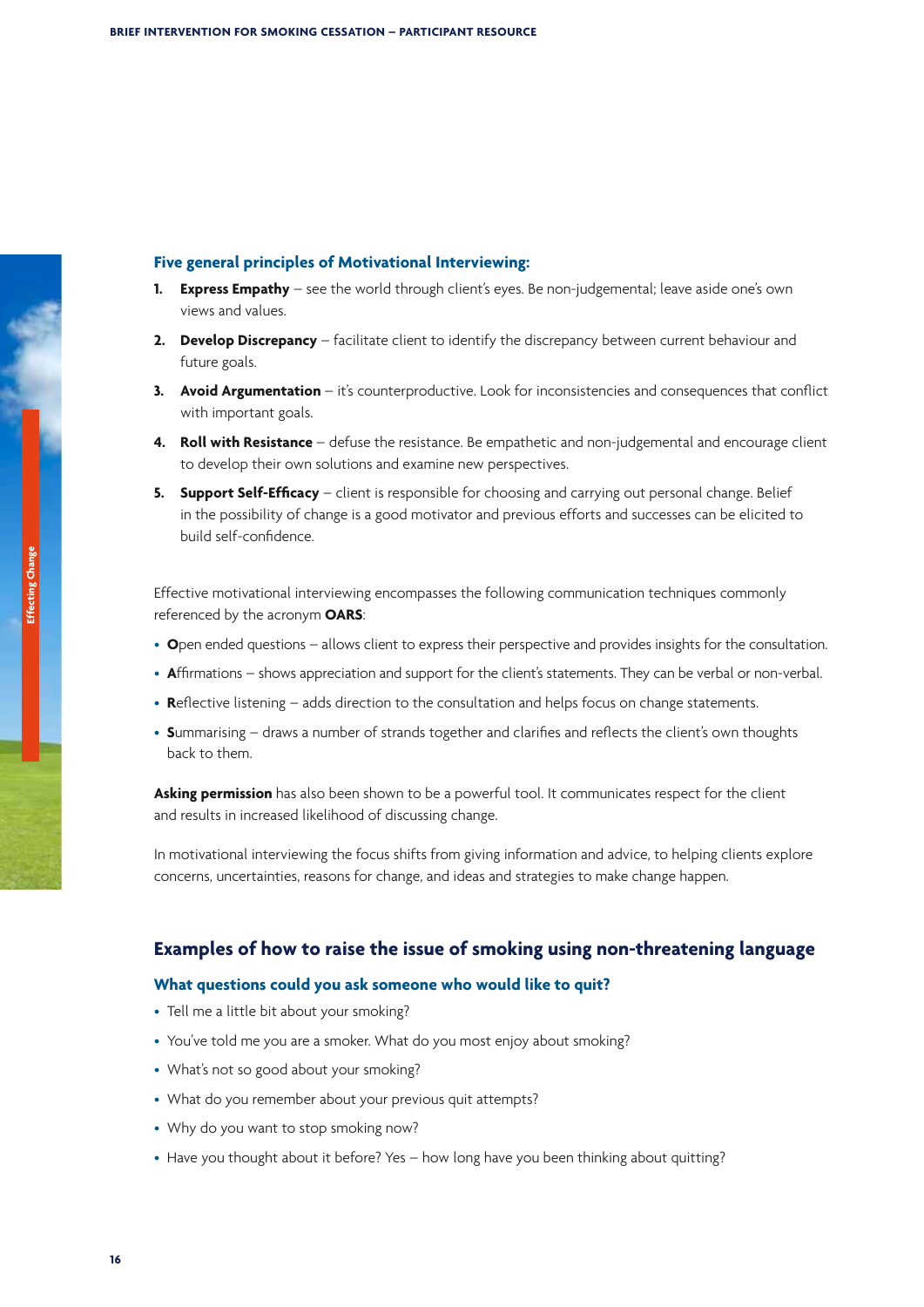### Five general principles of Motivational Interviewing:

1. **Express Empathy** – see the world through client's eyes. Be non-judgemental; leave aside one's own views and values.
2. **Develop Discrepancy** – facilitate client to identify the discrepancy between current behaviour and future goals.
3. **Avoid Argumentation** – it's counterproductive. Look for inconsistencies and consequences that conflict with important goals.
4. **Roll with Resistance** – defuse the resistance. Be empathetic and non-judgemental and encourage client to develop their own solutions and examine new perspectives.
5. **Support Self-Efficacy** – client is responsible for choosing and carrying out personal change. Belief in the possibility of change is a good motivator and previous efforts and successes can be elicited to build self-confidence.

Effective motivational interviewing encompasses the following communication techniques commonly referenced by the acronym **OARS**:

- **O**pen ended questions – allows client to express their perspective and provides insights for the consultation.
- **A**ffirmations – shows appreciation and support for the client's statements. They can be verbal or non-verbal.
- **R**eflective listening – adds direction to the consultation and helps focus on change statements.
- **S**ummarising – draws a number of strands together and clarifies and reflects the client's own thoughts back to them.

**Asking permission** has also been shown to be a powerful tool. It communicates respect for the client and results in increased likelihood of discussing change.

In motivational interviewing the focus shifts from giving information and advice, to helping clients explore concerns, uncertainties, reasons for change, and ideas and strategies to make change happen.

## Examples of how to raise the issue of smoking using non-threatening language

### What questions could you ask someone who would like to quit?

- Tell me a little bit about your smoking?
- You've told me you are a smoker. What do you most enjoy about smoking?
- What's not so good about your smoking?
- What do you remember about your previous quit attempts?
- Why do you want to stop smoking now?
- Have you thought about it before? Yes – how long have you been thinking about quitting?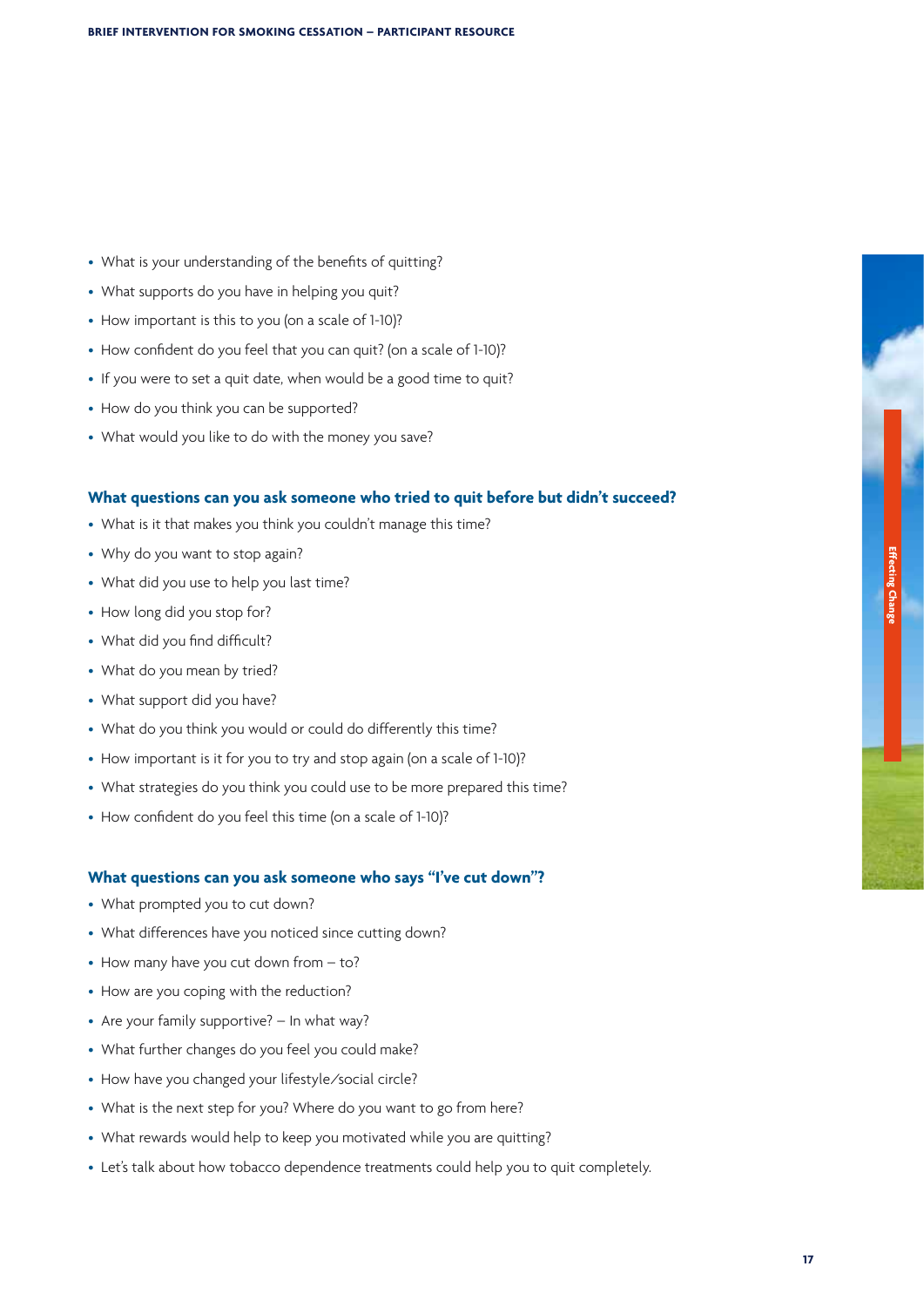- What is your understanding of the benefits of quitting?
- What supports do you have in helping you quit?
- How important is this to you (on a scale of 1-10)?
- How confident do you feel that you can quit? (on a scale of 1-10)?
- If you were to set a quit date, when would be a good time to quit?
- How do you think you can be supported?
- What would you like to do with the money you save?

### What questions can you ask someone who tried to quit before but didn't succeed?

- What is it that makes you think you couldn't manage this time?
- Why do you want to stop again?
- What did you use to help you last time?
- How long did you stop for?
- What did you find difficult?
- What do you mean by tried?
- What support did you have?
- What do you think you would or could do differently this time?
- How important is it for you to try and stop again (on a scale of 1-10)?
- What strategies do you think you could use to be more prepared this time?
- How confident do you feel this time (on a scale of 1-10)?

### What questions can you ask someone who says "I've cut down"?

- What prompted you to cut down?
- What differences have you noticed since cutting down?
- How many have you cut down from – to?
- How are you coping with the reduction?
- Are your family supportive? – In what way?
- What further changes do you feel you could make?
- How have you changed your lifestyle/social circle?
- What is the next step for you? Where do you want to go from here?
- What rewards would help to keep you motivated while you are quitting?
- Let's talk about how tobacco dependence treatments could help you to quit completely.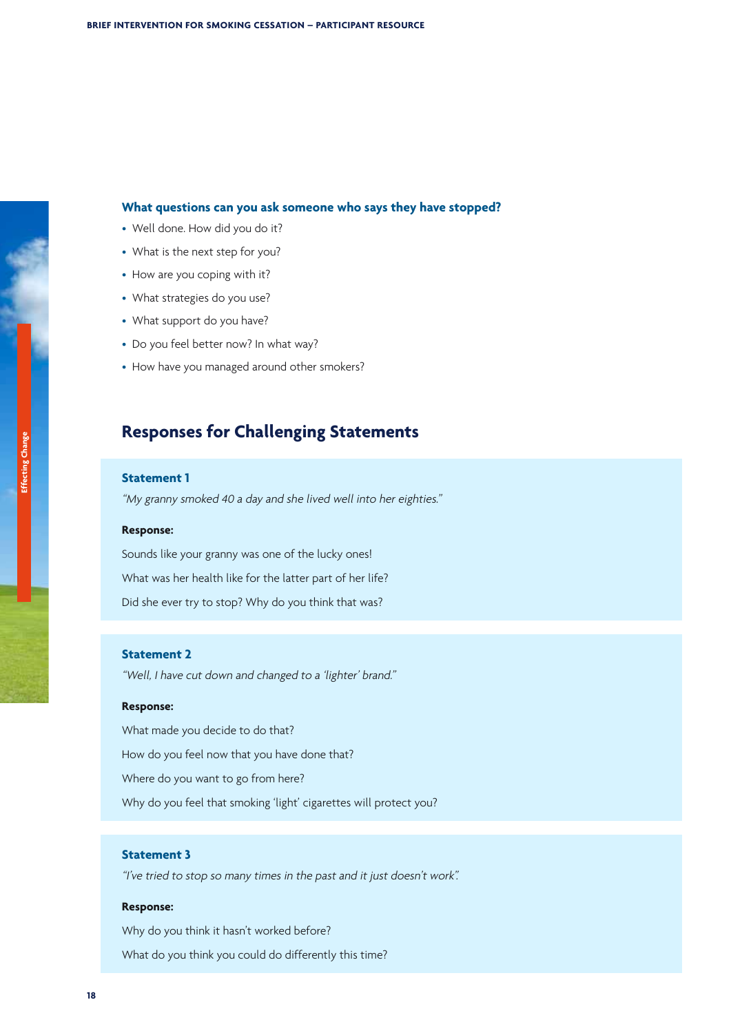### What questions can you ask someone who says they have stopped?

- Well done. How did you do it?
- What is the next step for you?
- How are you coping with it?
- What strategies do you use?
- What support do you have?
- Do you feel better now? In what way?
- How have you managed around other smokers?

## Responses for Challenging Statements

### Statement 1

*"My granny smoked 40 a day and she lived well into her eighties."*

**Response:**

Sounds like your granny was one of the lucky ones!

What was her health like for the latter part of her life?

Did she ever try to stop? Why do you think that was?

### Statement 2

*"Well, I have cut down and changed to a 'lighter' brand."*

**Response:**

What made you decide to do that?

How do you feel now that you have done that?

Where do you want to go from here?

Why do you feel that smoking 'light' cigarettes will protect you?

### Statement 3

*"I've tried to stop so many times in the past and it just doesn't work".*

**Response:**

Why do you think it hasn't worked before?

What do you think you could do differently this time?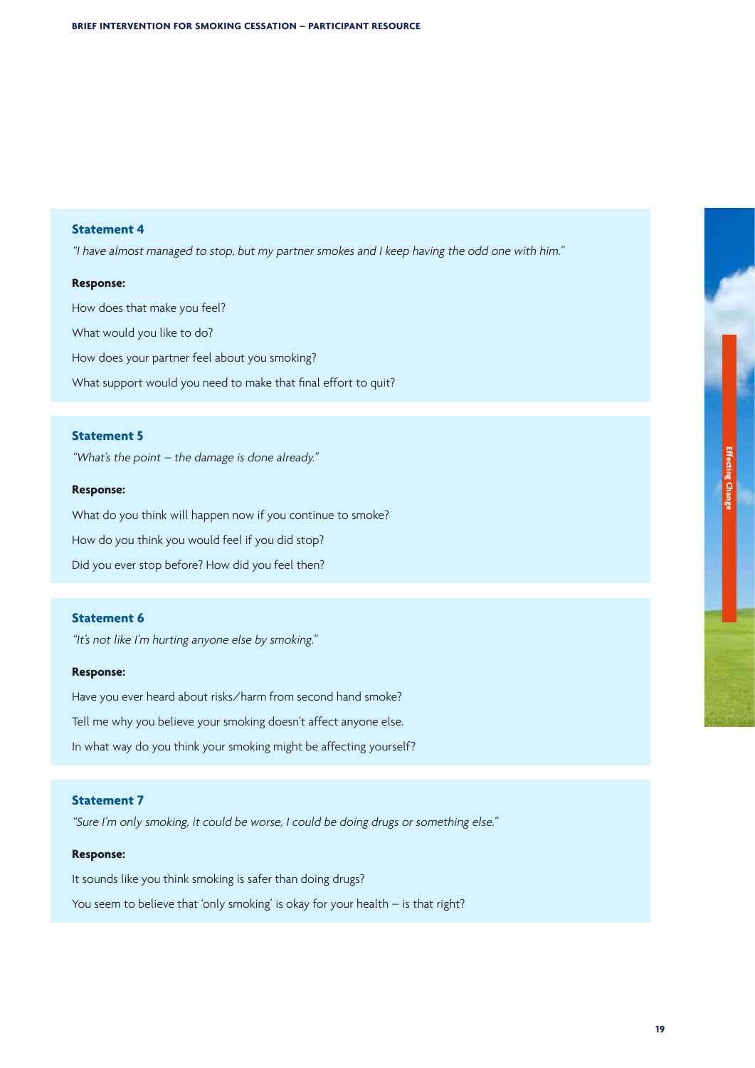### Statement 4

*"I have almost managed to stop, but my partner smokes and I keep having the odd one with him."*

**Response:**

How does that make you feel?

What would you like to do?

How does your partner feel about you smoking?

What support would you need to make that final effort to quit?

### Statement 5

*"What's the point – the damage is done already."*

**Response:**

What do you think will happen now if you continue to smoke?

How do you think you would feel if you did stop?

Did you ever stop before? How did you feel then?

### Statement 6

*"It's not like I'm hurting anyone else by smoking."*

**Response:**

Have you ever heard about risks/harm from second hand smoke?

Tell me why you believe your smoking doesn't affect anyone else.

In what way do you think your smoking might be affecting yourself?

### Statement 7

*"Sure I'm only smoking, it could be worse, I could be doing drugs or something else."*

**Response:**

It sounds like you think smoking is safer than doing drugs?

You seem to believe that 'only smoking' is okay for your health – is that right?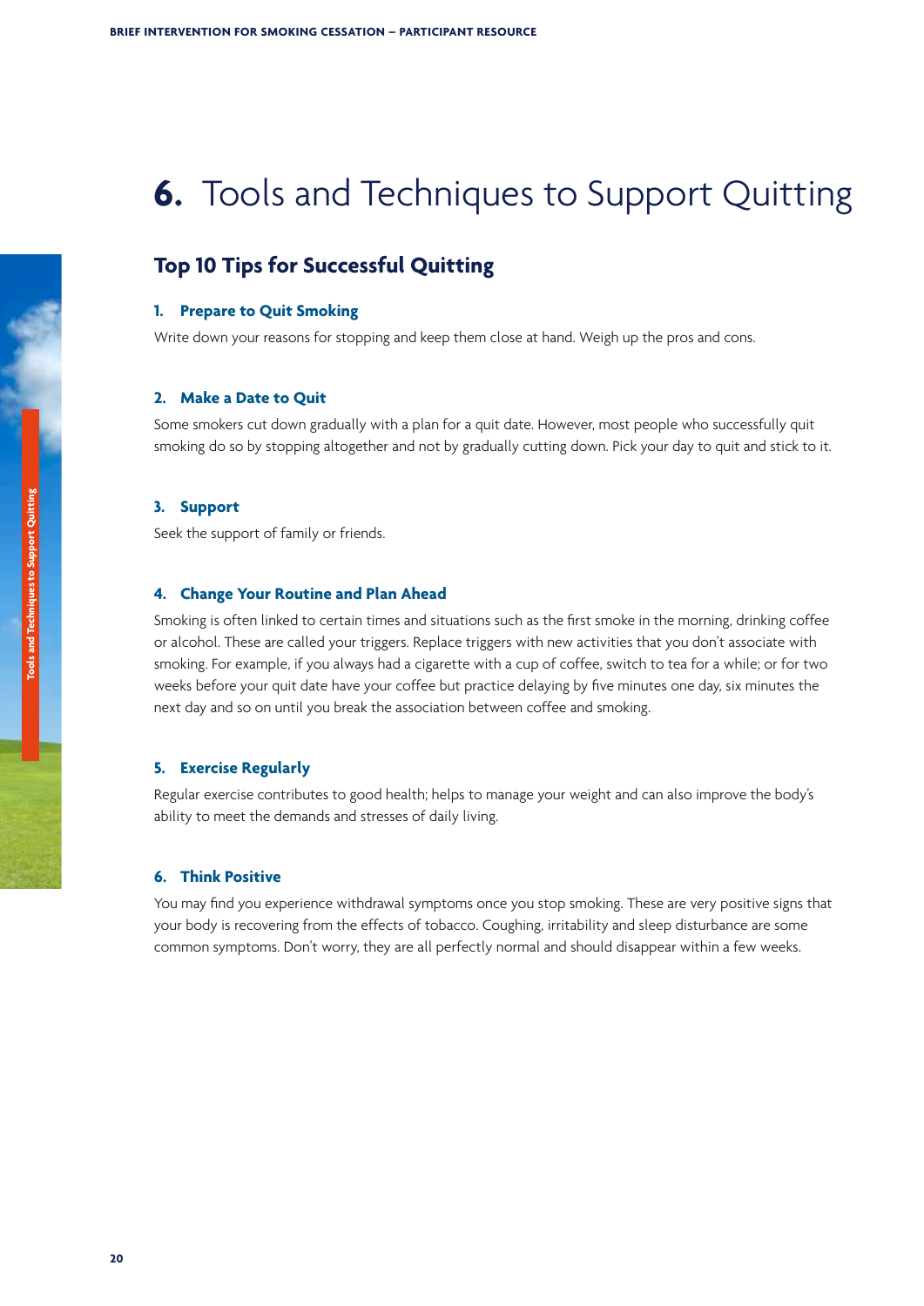# 6. Tools and Techniques to Support Quitting

## Top 10 Tips for Successful Quitting

### 1. Prepare to Quit Smoking

Write down your reasons for stopping and keep them close at hand. Weigh up the pros and cons.

### 2. Make a Date to Quit

Some smokers cut down gradually with a plan for a quit date. However, most people who successfully quit smoking do so by stopping altogether and not by gradually cutting down. Pick your day to quit and stick to it.

### 3. Support

Seek the support of family or friends.

### 4. Change Your Routine and Plan Ahead

Smoking is often linked to certain times and situations such as the first smoke in the morning, drinking coffee or alcohol. These are called your triggers. Replace triggers with new activities that you don't associate with smoking. For example, if you always had a cigarette with a cup of coffee, switch to tea for a while; or for two weeks before your quit date have your coffee but practice delaying by five minutes one day, six minutes the next day and so on until you break the association between coffee and smoking.

### 5. Exercise Regularly

Regular exercise contributes to good health; helps to manage your weight and can also improve the body's ability to meet the demands and stresses of daily living.

### 6. Think Positive

You may find you experience withdrawal symptoms once you stop smoking. These are very positive signs that your body is recovering from the effects of tobacco. Coughing, irritability and sleep disturbance are some common symptoms. Don't worry, they are all perfectly normal and should disappear within a few weeks.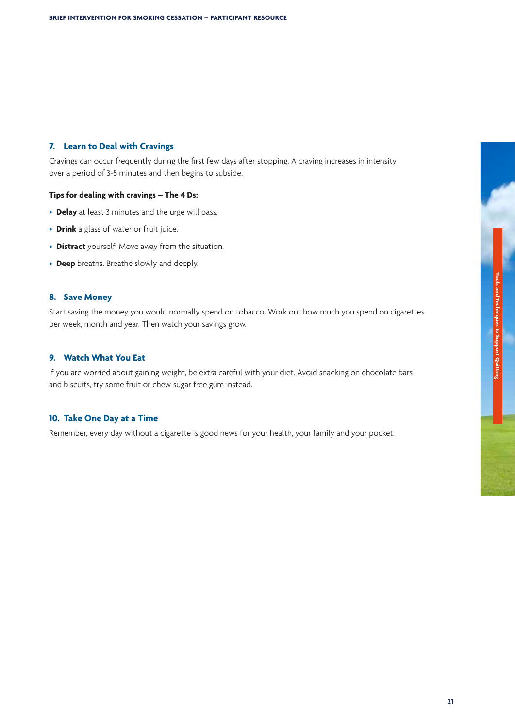## 7. Learn to Deal with Cravings

Cravings can occur frequently during the first few days after stopping. A craving increases in intensity over a period of 3-5 minutes and then begins to subside.

**Tips for dealing with cravings – The 4 Ds:**

- **Delay** at least 3 minutes and the urge will pass.
- **Drink** a glass of water or fruit juice.
- **Distract** yourself. Move away from the situation.
- **Deep** breaths. Breathe slowly and deeply.

## 8. Save Money

Start saving the money you would normally spend on tobacco. Work out how much you spend on cigarettes per week, month and year. Then watch your savings grow.

## 9. Watch What You Eat

If you are worried about gaining weight, be extra careful with your diet. Avoid snacking on chocolate bars and biscuits, try some fruit or chew sugar free gum instead.

## 10. Take One Day at a Time

Remember, every day without a cigarette is good news for your health, your family and your pocket.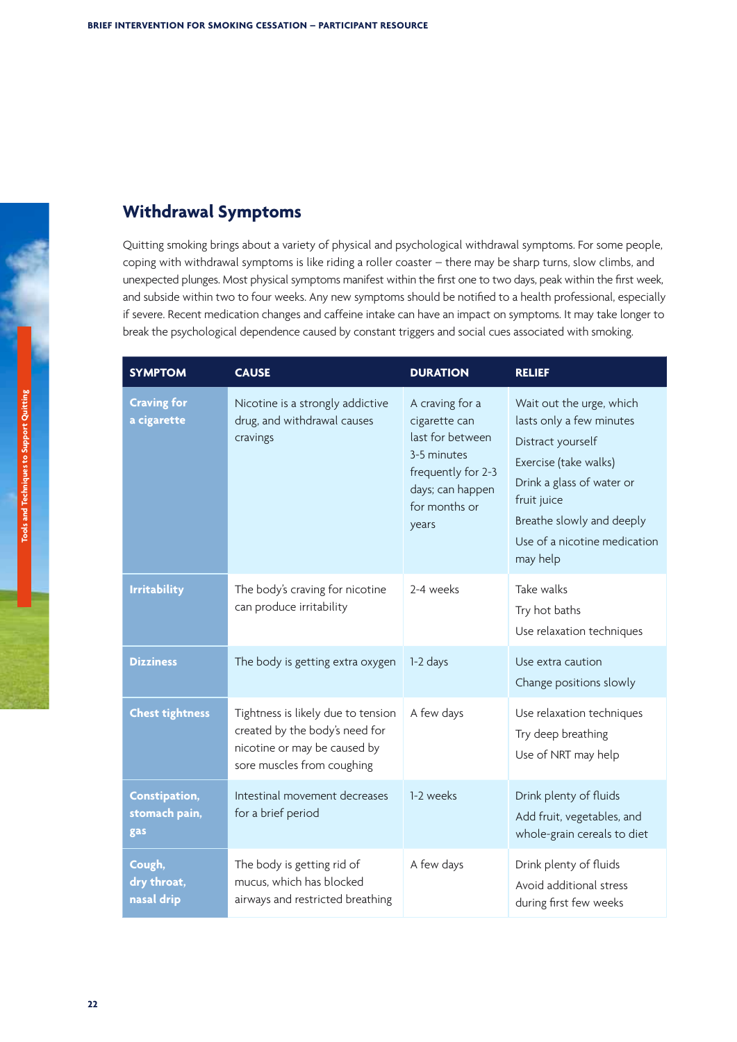## Withdrawal Symptoms

Quitting smoking brings about a variety of physical and psychological withdrawal symptoms. For some people, coping with withdrawal symptoms is like riding a roller coaster – there may be sharp turns, slow climbs, and unexpected plunges. Most physical symptoms manifest within the first one to two days, peak within the first week, and subside within two to four weeks. Any new symptoms should be notified to a health professional, especially if severe. Recent medication changes and caffeine intake can have an impact on symptoms. It may take longer to break the psychological dependence caused by constant triggers and social cues associated with smoking.

| SYMPTOM | CAUSE | DURATION | RELIEF |
|---|---|---|---|
| **Craving for a cigarette** | Nicotine is a strongly addictive drug, and withdrawal causes cravings | A craving for a cigarette can last for between 3-5 minutes frequently for 2-3 days; can happen for months or years | Wait out the urge, which lasts only a few minutes<br>Distract yourself<br>Exercise (take walks)<br>Drink a glass of water or fruit juice<br>Breathe slowly and deeply<br>Use of a nicotine medication may help |
| **Irritability** | The body's craving for nicotine can produce irritability | 2-4 weeks | Take walks<br>Try hot baths<br>Use relaxation techniques |
| **Dizziness** | The body is getting extra oxygen | 1-2 days | Use extra caution<br>Change positions slowly |
| **Chest tightness** | Tightness is likely due to tension created by the body's need for nicotine or may be caused by sore muscles from coughing | A few days | Use relaxation techniques<br>Try deep breathing<br>Use of NRT may help |
| **Constipation, stomach pain, gas** | Intestinal movement decreases for a brief period | 1-2 weeks | Drink plenty of fluids<br>Add fruit, vegetables, and whole-grain cereals to diet |
| **Cough, dry throat, nasal drip** | The body is getting rid of mucus, which has blocked airways and restricted breathing | A few days | Drink plenty of fluids<br>Avoid additional stress during first few weeks |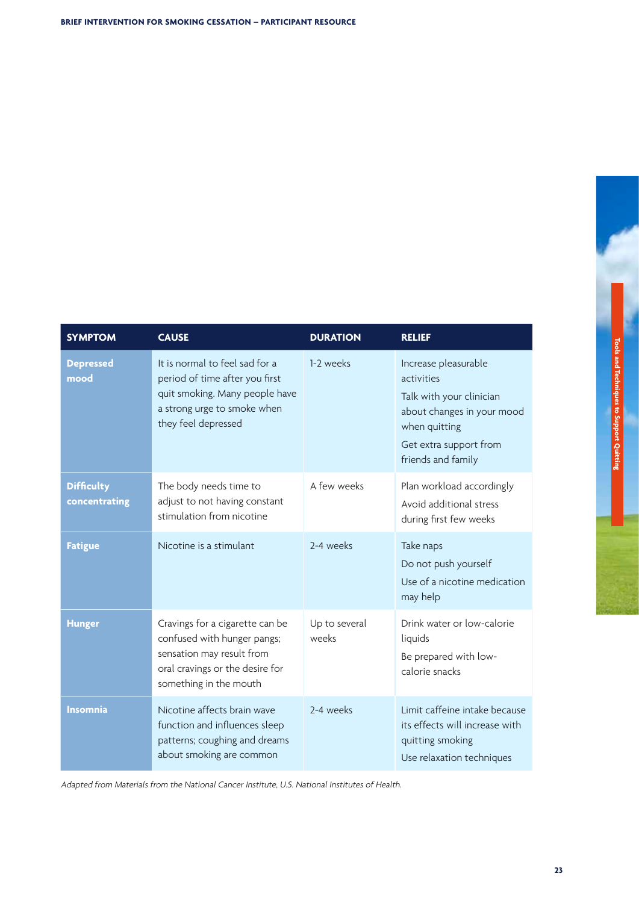| SYMPTOM | CAUSE | DURATION | RELIEF |
|---|---|---|---|
| **Depressed mood** | It is normal to feel sad for a period of time after you first quit smoking. Many people have a strong urge to smoke when they feel depressed | 1-2 weeks | Increase pleasurable activities<br>Talk with your clinician about changes in your mood when quitting<br>Get extra support from friends and family |
| **Difficulty concentrating** | The body needs time to adjust to not having constant stimulation from nicotine | A few weeks | Plan workload accordingly<br>Avoid additional stress during first few weeks |
| **Fatigue** | Nicotine is a stimulant | 2-4 weeks | Take naps<br>Do not push yourself<br>Use of a nicotine medication may help |
| **Hunger** | Cravings for a cigarette can be confused with hunger pangs; sensation may result from oral cravings or the desire for something in the mouth | Up to several weeks | Drink water or low-calorie liquids<br>Be prepared with low-calorie snacks |
| **Insomnia** | Nicotine affects brain wave function and influences sleep patterns; coughing and dreams about smoking are common | 2-4 weeks | Limit caffeine intake because its effects will increase with quitting smoking<br>Use relaxation techniques |

*Adapted from Materials from the National Cancer Institute, U.S. National Institutes of Health.*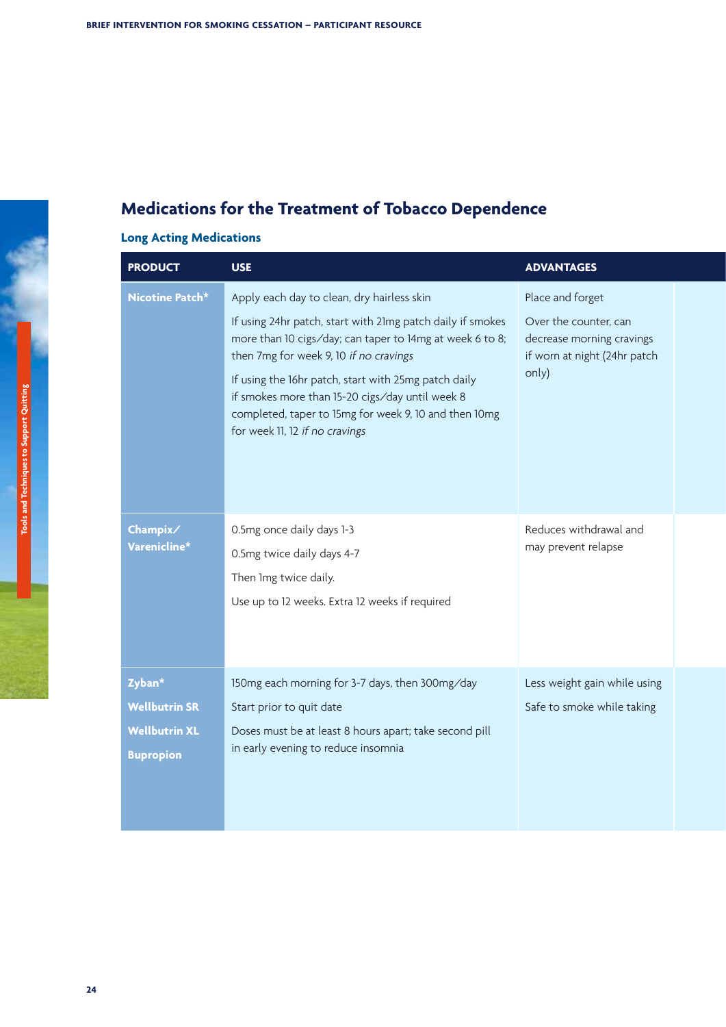# Medications for the Treatment of Tobacco Dependence

## Long Acting Medications

| PRODUCT | USE | ADVANTAGES |
|---|---|---|
| **Nicotine Patch*** | Apply each day to clean, dry hairless skin<br><br>If using 24hr patch, start with 21mg patch daily if smokes more than 10 cigs/day; can taper to 14mg at week 6 to 8; then 7mg for week 9, 10 *if no cravings*<br><br>If using the 16hr patch, start with 25mg patch daily if smokes more than 15-20 cigs/day until week 8 completed, taper to 15mg for week 9, 10 and then 10mg for week 11, 12 *if no cravings* | Place and forget<br><br>Over the counter, can decrease morning cravings if worn at night (24hr patch only) |
| **Champix/ Varenicline*** | 0.5mg once daily days 1-3<br><br>0.5mg twice daily days 4-7<br><br>Then 1mg twice daily.<br><br>Use up to 12 weeks. Extra 12 weeks if required | Reduces withdrawal and may prevent relapse |
| **Zyban***<br><br>**Wellbutrin SR**<br><br>**Wellbutrin XL**<br><br>**Bupropion** | 150mg each morning for 3-7 days, then 300mg/day<br><br>Start prior to quit date<br><br>Doses must be at least 8 hours apart; take second pill in early evening to reduce insomnia | Less weight gain while using<br><br>Safe to smoke while taking |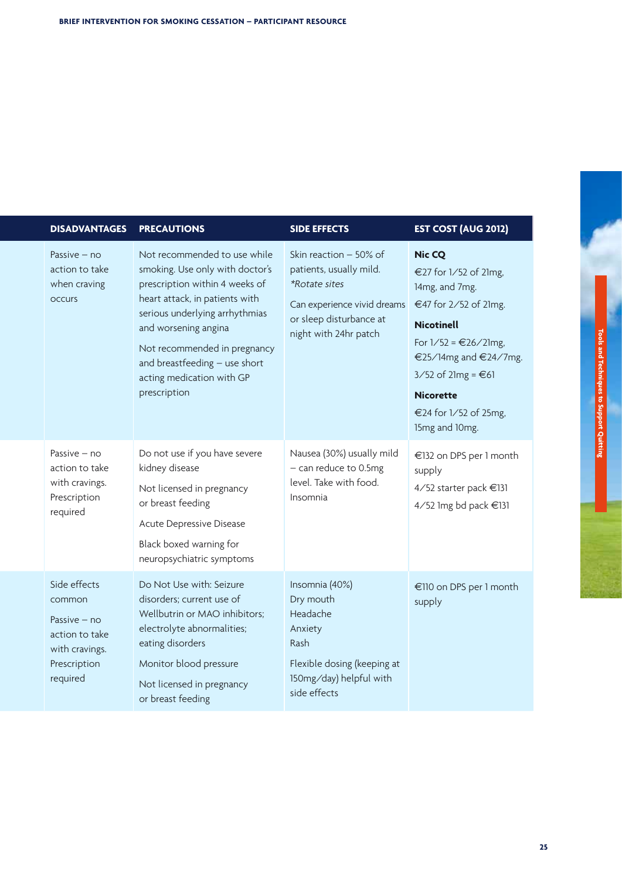| DISADVANTAGES | PRECAUTIONS | SIDE EFFECTS | EST COST (AUG 2012) |
|---|---|---|---|
| Passive – no action to take when craving occurs | Not recommended to use while smoking. Use only with doctor's prescription within 4 weeks of heart attack, in patients with serious underlying arrhythmias and worsening angina<br><br>Not recommended in pregnancy and breastfeeding – use short acting medication with GP prescription | Skin reaction – 50% of patients, usually mild. *Rotate sites*<br><br>Can experience vivid dreams or sleep disturbance at night with 24hr patch | **Nic CQ**<br>€27 for 1/52 of 21mg, 14mg, and 7mg.<br>€47 for 2/52 of 21mg.<br>**Nicotinell**<br>For 1/52 = €26/21mg, €25/14mg and €24/7mg.<br>3/52 of 21mg = €61<br>**Nicorette**<br>€24 for 1/52 of 25mg, 15mg and 10mg. |
| Passive – no action to take with cravings. Prescription required | Do not use if you have severe kidney disease<br><br>Not licensed in pregnancy or breast feeding<br><br>Acute Depressive Disease<br><br>Black boxed warning for neuropsychiatric symptoms | Nausea (30%) usually mild – can reduce to 0.5mg level. Take with food.<br>Insomnia | €132 on DPS per 1 month supply<br>4/52 starter pack €131<br>4/52 1mg bd pack €131 |
| Side effects common<br><br>Passive – no action to take with cravings. Prescription required | Do Not Use with: Seizure disorders; current use of Wellbutrin or MAO inhibitors; electrolyte abnormalities; eating disorders<br><br>Monitor blood pressure<br><br>Not licensed in pregnancy or breast feeding | Insomnia (40%)<br>Dry mouth<br>Headache<br>Anxiety<br>Rash<br><br>Flexible dosing (keeping at 150mg/day) helpful with side effects | €110 on DPS per 1 month supply |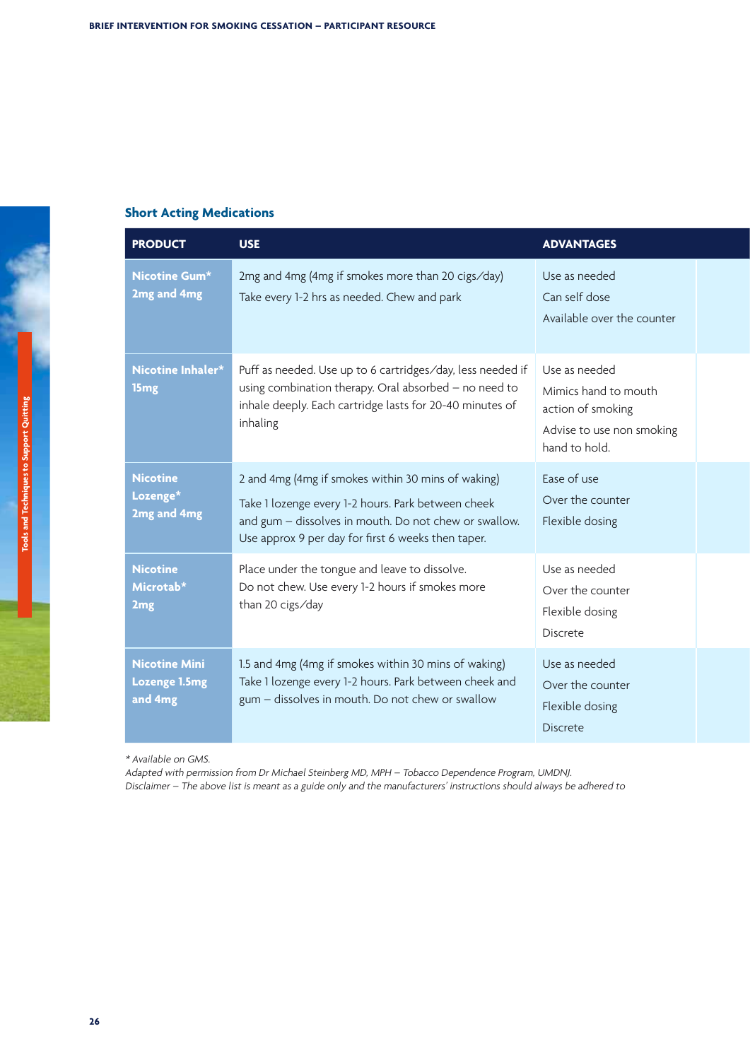## Short Acting Medications

| PRODUCT | USE | ADVANTAGES |
|---|---|---|
| **Nicotine Gum* 2mg and 4mg** | 2mg and 4mg (4mg if smokes more than 20 cigs/day)<br>Take every 1-2 hrs as needed. Chew and park | Use as needed<br>Can self dose<br>Available over the counter |
| **Nicotine Inhaler* 15mg** | Puff as needed. Use up to 6 cartridges/day, less needed if using combination therapy. Oral absorbed – no need to inhale deeply. Each cartridge lasts for 20-40 minutes of inhaling | Use as needed<br>Mimics hand to mouth action of smoking<br>Advise to use non smoking hand to hold. |
| **Nicotine Lozenge* 2mg and 4mg** | 2 and 4mg (4mg if smokes within 30 mins of waking)<br>Take 1 lozenge every 1-2 hours. Park between cheek and gum – dissolves in mouth. Do not chew or swallow. Use approx 9 per day for first 6 weeks then taper. | Ease of use<br>Over the counter<br>Flexible dosing |
| **Nicotine Microtab* 2mg** | Place under the tongue and leave to dissolve. Do not chew. Use every 1-2 hours if smokes more than 20 cigs/day | Use as needed<br>Over the counter<br>Flexible dosing<br>Discrete |
| **Nicotine Mini Lozenge 1.5mg and 4mg** | 1.5 and 4mg (4mg if smokes within 30 mins of waking)<br>Take 1 lozenge every 1-2 hours. Park between cheek and gum – dissolves in mouth. Do not chew or swallow | Use as needed<br>Over the counter<br>Flexible dosing<br>Discrete |

*\* Available on GMS.*
*Adapted with permission from Dr Michael Steinberg MD, MPH – Tobacco Dependence Program, UMDNJ.*
*Disclaimer – The above list is meant as a guide only and the manufacturers' instructions should always be adhered to*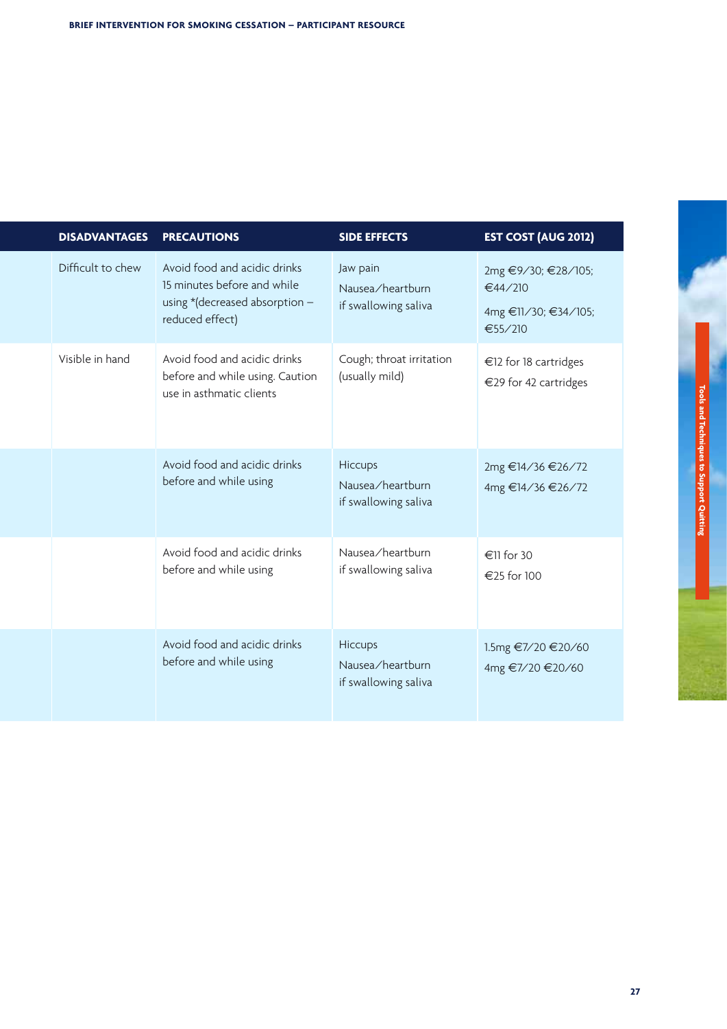| DISADVANTAGES | PRECAUTIONS | SIDE EFFECTS | EST COST (AUG 2012) |
|---|---|---|---|
| Difficult to chew | Avoid food and acidic drinks 15 minutes before and while using *(decreased absorption – reduced effect) | Jaw pain<br>Nausea/heartburn if swallowing saliva | 2mg €9/30; €28/105; €44/210<br>4mg €11/30; €34/105; €55/210 |
| Visible in hand | Avoid food and acidic drinks before and while using. Caution use in asthmatic clients | Cough; throat irritation (usually mild) | €12 for 18 cartridges<br>€29 for 42 cartridges |
| | Avoid food and acidic drinks before and while using | Hiccups<br>Nausea/heartburn if swallowing saliva | 2mg €14/36 €26/72<br>4mg €14/36 €26/72 |
| | Avoid food and acidic drinks before and while using | Nausea/heartburn if swallowing saliva | €11 for 30<br>€25 for 100 |
| | Avoid food and acidic drinks before and while using | Hiccups<br>Nausea/heartburn if swallowing saliva | 1.5mg €7/20 €20/60<br>4mg €7/20 €20/60 |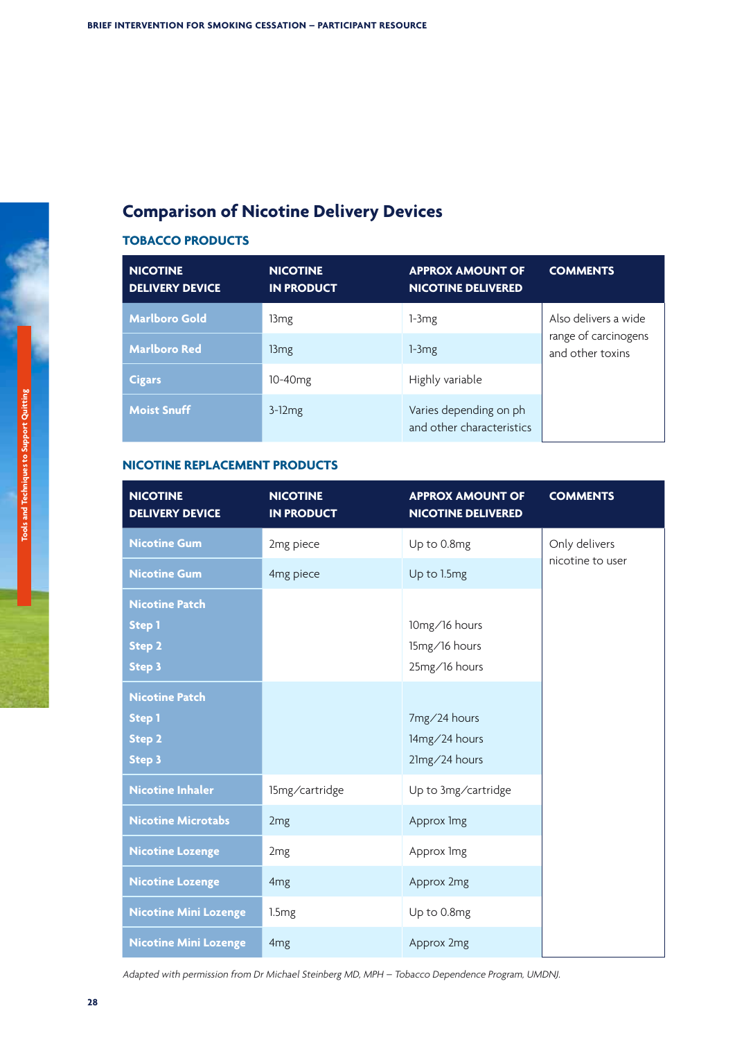## Comparison of Nicotine Delivery Devices

### TOBACCO PRODUCTS

| NICOTINE DELIVERY DEVICE | NICOTINE IN PRODUCT | APPROX AMOUNT OF NICOTINE DELIVERED | COMMENTS |
|---|---|---|---|
| **Marlboro Gold** | 13mg | 1-3mg | Also delivers a wide range of carcinogens and other toxins |
| **Marlboro Red** | 13mg | 1-3mg | |
| **Cigars** | 10-40mg | Highly variable | |
| **Moist Snuff** | 3-12mg | Varies depending on ph and other characteristics | |

### NICOTINE REPLACEMENT PRODUCTS

| NICOTINE DELIVERY DEVICE | NICOTINE IN PRODUCT | APPROX AMOUNT OF NICOTINE DELIVERED | COMMENTS |
|---|---|---|---|
| **Nicotine Gum** | 2mg piece | Up to 0.8mg | Only delivers nicotine to user |
| **Nicotine Gum** | 4mg piece | Up to 1.5mg | |
| **Nicotine Patch** **Step 1** **Step 2** **Step 3** | | 10mg/16 hours 15mg/16 hours 25mg/16 hours | |
| **Nicotine Patch** **Step 1** **Step 2** **Step 3** | | 7mg/24 hours 14mg/24 hours 21mg/24 hours | |
| **Nicotine Inhaler** | 15mg/cartridge | Up to 3mg/cartridge | |
| **Nicotine Microtabs** | 2mg | Approx 1mg | |
| **Nicotine Lozenge** | 2mg | Approx 1mg | |
| **Nicotine Lozenge** | 4mg | Approx 2mg | |
| **Nicotine Mini Lozenge** | 1.5mg | Up to 0.8mg | |
| **Nicotine Mini Lozenge** | 4mg | Approx 2mg | |

*Adapted with permission from Dr Michael Steinberg MD, MPH – Tobacco Dependence Program, UMDNJ.*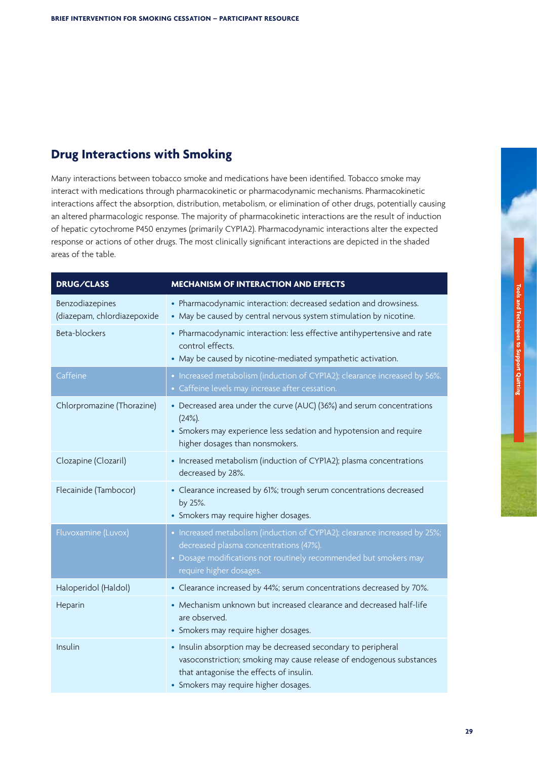## Drug Interactions with Smoking

Many interactions between tobacco smoke and medications have been identified. Tobacco smoke may interact with medications through pharmacokinetic or pharmacodynamic mechanisms. Pharmacokinetic interactions affect the absorption, distribution, metabolism, or elimination of other drugs, potentially causing an altered pharmacologic response. The majority of pharmacokinetic interactions are the result of induction of hepatic cytochrome P450 enzymes (primarily CYP1A2). Pharmacodynamic interactions alter the expected response or actions of other drugs. The most clinically significant interactions are depicted in the shaded areas of the table.

| DRUG/CLASS | MECHANISM OF INTERACTION AND EFFECTS |
|---|---|
| Benzodiazepines (diazepam, chlordiazepoxide | • Pharmacodynamic interaction: decreased sedation and drowsiness.<br>• May be caused by central nervous system stimulation by nicotine. |
| Beta-blockers | • Pharmacodynamic interaction: less effective antihypertensive and rate control effects.<br>• May be caused by nicotine-mediated sympathetic activation. |
| Caffeine | • Increased metabolism (induction of CYP1A2); clearance increased by 56%.<br>• Caffeine levels may increase after cessation. |
| Chlorpromazine (Thorazine) | • Decreased area under the curve (AUC) (36%) and serum concentrations (24%).<br>• Smokers may experience less sedation and hypotension and require higher dosages than nonsmokers. |
| Clozapine (Clozaril) | • Increased metabolism (induction of CYP1A2); plasma concentrations decreased by 28%. |
| Flecainide (Tambocor) | • Clearance increased by 61%; trough serum concentrations decreased by 25%.<br>• Smokers may require higher dosages. |
| Fluvoxamine (Luvox) | • Increased metabolism (induction of CYP1A2); clearance increased by 25%; decreased plasma concentrations (47%).<br>• Dosage modifications not routinely recommended but smokers may require higher dosages. |
| Haloperidol (Haldol) | • Clearance increased by 44%; serum concentrations decreased by 70%. |
| Heparin | • Mechanism unknown but increased clearance and decreased half-life are observed.<br>• Smokers may require higher dosages. |
| Insulin | • Insulin absorption may be decreased secondary to peripheral vasoconstriction; smoking may cause release of endogenous substances that antagonise the effects of insulin.<br>• Smokers may require higher dosages. |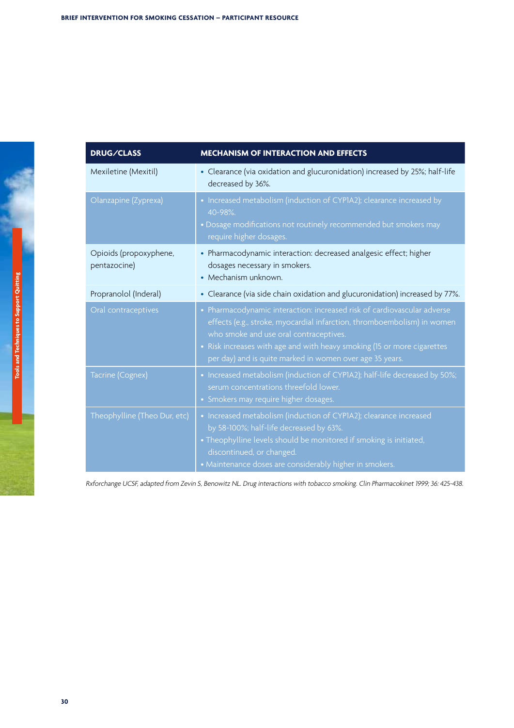| DRUG/CLASS | MECHANISM OF INTERACTION AND EFFECTS |
|---|---|
| Mexiletine (Mexitil) | • Clearance (via oxidation and glucuronidation) increased by 25%; half-life decreased by 36%. |
| Olanzapine (Zyprexa) | • Increased metabolism (induction of CYP1A2); clearance increased by 40-98%.<br>• Dosage modifications not routinely recommended but smokers may require higher dosages. |
| Opioids (propoxyphene, pentazocine) | • Pharmacodynamic interaction: decreased analgesic effect; higher dosages necessary in smokers.<br>• Mechanism unknown. |
| Propranolol (Inderal) | • Clearance (via side chain oxidation and glucuronidation) increased by 77%. |
| Oral contraceptives | • Pharmacodynamic interaction: increased risk of cardiovascular adverse effects (e.g., stroke, myocardial infarction, thromboembolism) in women who smoke and use oral contraceptives.<br>• Risk increases with age and with heavy smoking (15 or more cigarettes per day) and is quite marked in women over age 35 years. |
| Tacrine (Cognex) | • Increased metabolism (induction of CYP1A2); half-life decreased by 50%; serum concentrations threefold lower.<br>• Smokers may require higher dosages. |
| Theophylline (Theo Dur, etc) | • Increased metabolism (induction of CYP1A2); clearance increased by 58-100%; half-life decreased by 63%.<br>• Theophylline levels should be monitored if smoking is initiated, discontinued, or changed.<br>• Maintenance doses are considerably higher in smokers. |

*Rxforchange UCSF, adapted from Zevin S, Benowitz NL. Drug interactions with tobacco smoking. Clin Pharmacokinet 1999; 36: 425-438.*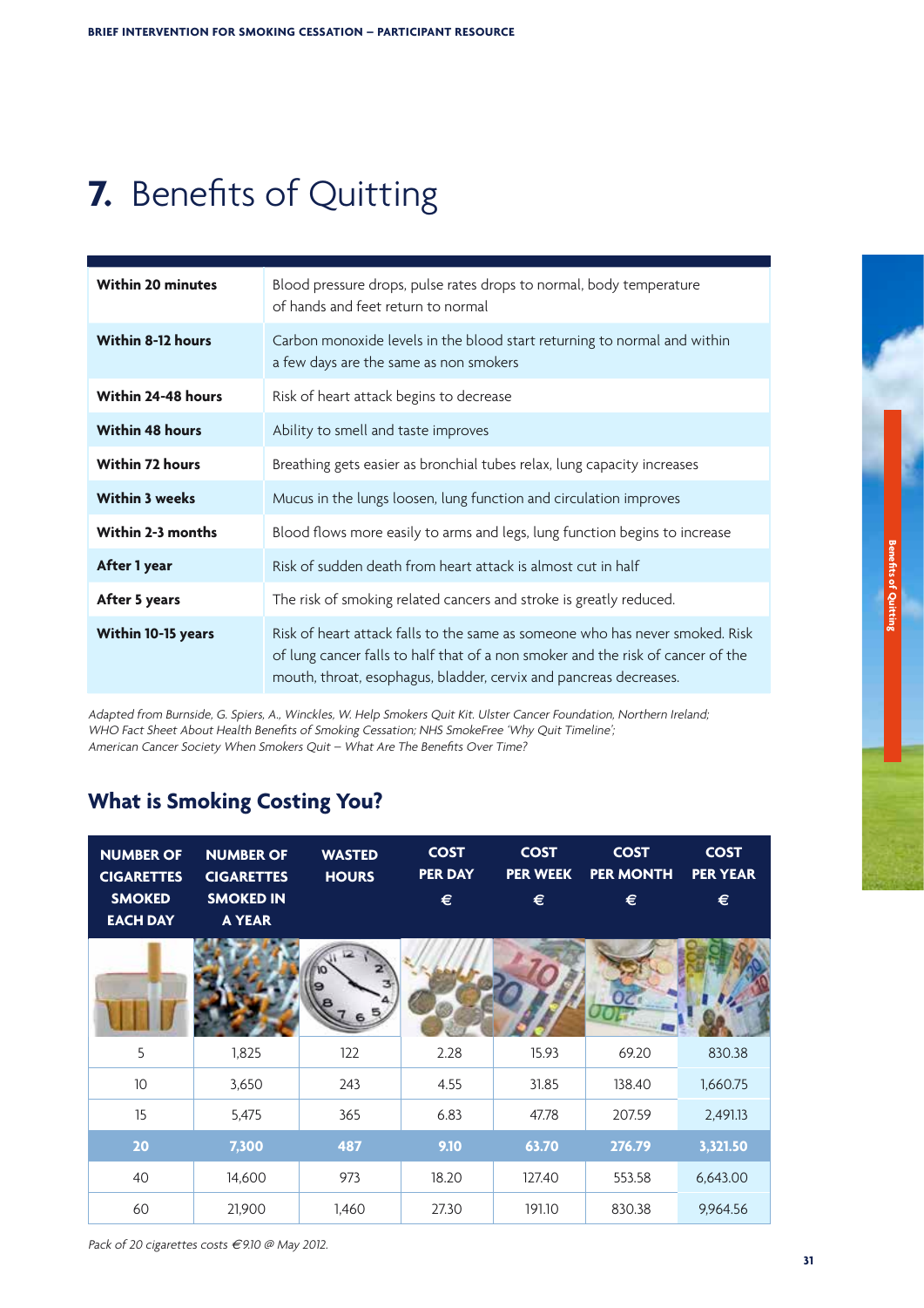# 7. Benefits of Quitting

| | |
|---|---|
| **Within 20 minutes** | Blood pressure drops, pulse rates drops to normal, body temperature of hands and feet return to normal |
| **Within 8-12 hours** | Carbon monoxide levels in the blood start returning to normal and within a few days are the same as non smokers |
| **Within 24-48 hours** | Risk of heart attack begins to decrease |
| **Within 48 hours** | Ability to smell and taste improves |
| **Within 72 hours** | Breathing gets easier as bronchial tubes relax, lung capacity increases |
| **Within 3 weeks** | Mucus in the lungs loosen, lung function and circulation improves |
| **Within 2-3 months** | Blood flows more easily to arms and legs, lung function begins to increase |
| **After 1 year** | Risk of sudden death from heart attack is almost cut in half |
| **After 5 years** | The risk of smoking related cancers and stroke is greatly reduced. |
| **Within 10-15 years** | Risk of heart attack falls to the same as someone who has never smoked. Risk of lung cancer falls to half that of a non smoker and the risk of cancer of the mouth, throat, esophagus, bladder, cervix and pancreas decreases. |

*Adapted from Burnside, G. Spiers, A., Winckles, W. Help Smokers Quit Kit. Ulster Cancer Foundation, Northern Ireland; WHO Fact Sheet About Health Benefits of Smoking Cessation; NHS SmokeFree 'Why Quit Timeline'; American Cancer Society When Smokers Quit – What Are The Benefits Over Time?*

## What is Smoking Costing You?

| NUMBER OF CIGARETTES SMOKED EACH DAY | NUMBER OF CIGARETTES SMOKED IN A YEAR | WASTED HOURS | COST PER DAY € | COST PER WEEK € | COST PER MONTH € | COST PER YEAR € |
|---|---|---|---|---|---|---|
| 5 | 1,825 | 122 | 2.28 | 15.93 | 69.20 | 830.38 |
| 10 | 3,650 | 243 | 4.55 | 31.85 | 138.40 | 1,660.75 |
| 15 | 5,475 | 365 | 6.83 | 47.78 | 207.59 | 2,491.13 |
| **20** | **7,300** | **487** | **9.10** | **63.70** | **276.79** | **3,321.50** |
| 40 | 14,600 | 973 | 18.20 | 127.40 | 553.58 | 6,643.00 |
| 60 | 21,900 | 1,460 | 27.30 | 191.10 | 830.38 | 9,964.56 |

*Pack of 20 cigarettes costs €9.10 @ May 2012.*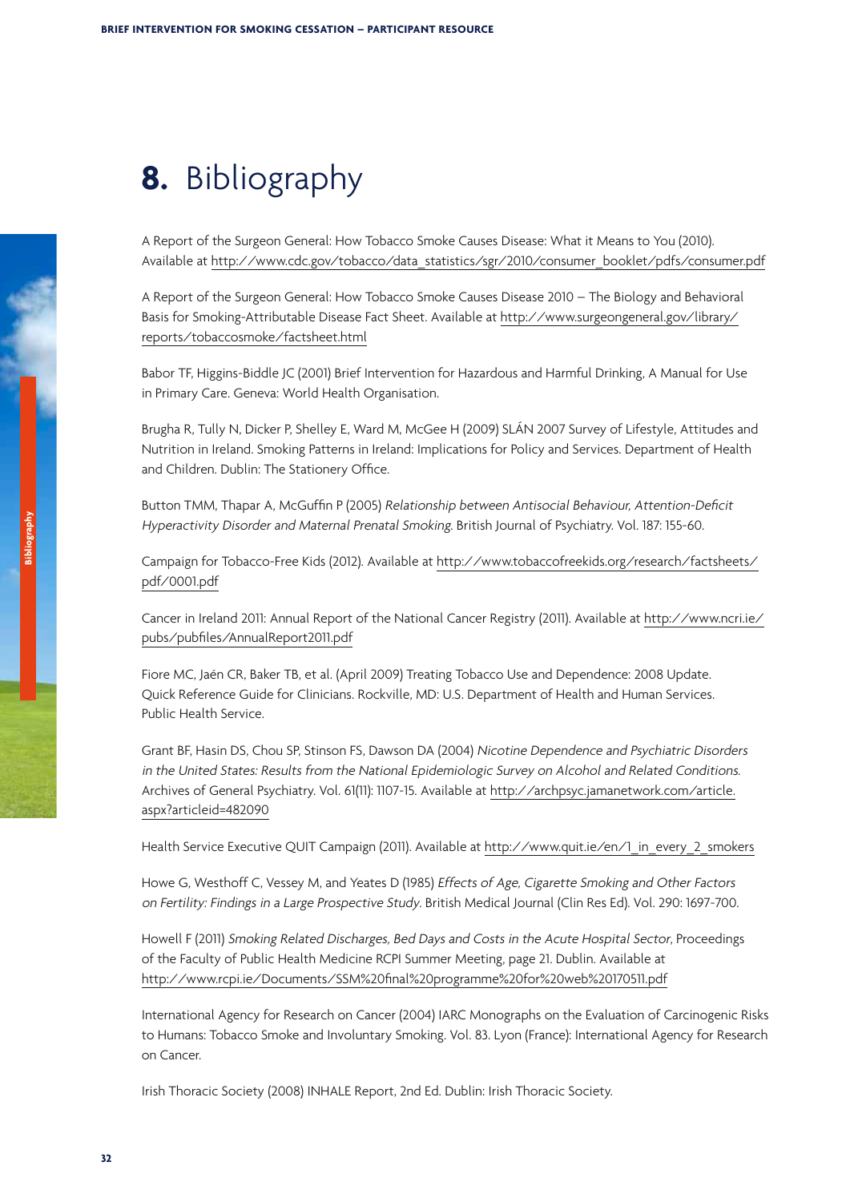# 8. Bibliography

A Report of the Surgeon General: How Tobacco Smoke Causes Disease: What it Means to You (2010). Available at http://www.cdc.gov/tobacco/data_statistics/sgr/2010/consumer_booklet/pdfs/consumer.pdf

A Report of the Surgeon General: How Tobacco Smoke Causes Disease 2010 – The Biology and Behavioral Basis for Smoking-Attributable Disease Fact Sheet. Available at http://www.surgeongeneral.gov/library/reports/tobaccosmoke/factsheet.html

Babor TF, Higgins-Biddle JC (2001) Brief Intervention for Hazardous and Harmful Drinking, A Manual for Use in Primary Care. Geneva: World Health Organisation.

Brugha R, Tully N, Dicker P, Shelley E, Ward M, McGee H (2009) SLÁN 2007 Survey of Lifestyle, Attitudes and Nutrition in Ireland. Smoking Patterns in Ireland: Implications for Policy and Services. Department of Health and Children. Dublin: The Stationery Office.

Button TMM, Thapar A, McGuffin P (2005) *Relationship between Antisocial Behaviour, Attention-Deficit Hyperactivity Disorder and Maternal Prenatal Smoking*. British Journal of Psychiatry. Vol. 187: 155-60.

Campaign for Tobacco-Free Kids (2012). Available at http://www.tobaccofreekids.org/research/factsheets/pdf/0001.pdf

Cancer in Ireland 2011: Annual Report of the National Cancer Registry (2011). Available at http://www.ncri.ie/pubs/pubfiles/AnnualReport2011.pdf

Fiore MC, Jaén CR, Baker TB, et al. (April 2009) Treating Tobacco Use and Dependence: 2008 Update. Quick Reference Guide for Clinicians. Rockville, MD: U.S. Department of Health and Human Services. Public Health Service.

Grant BF, Hasin DS, Chou SP, Stinson FS, Dawson DA (2004) *Nicotine Dependence and Psychiatric Disorders in the United States: Results from the National Epidemiologic Survey on Alcohol and Related Conditions*. Archives of General Psychiatry. Vol. 61(11): 1107-15. Available at http://archpsyc.jamanetwork.com/article.aspx?articleid=482090

Health Service Executive QUIT Campaign (2011). Available at http://www.quit.ie/en/1_in_every_2_smokers

Howe G, Westhoff C, Vessey M, and Yeates D (1985) *Effects of Age, Cigarette Smoking and Other Factors on Fertility: Findings in a Large Prospective Study*. British Medical Journal (Clin Res Ed). Vol. 290: 1697-700.

Howell F (2011) *Smoking Related Discharges, Bed Days and Costs in the Acute Hospital Sector*, Proceedings of the Faculty of Public Health Medicine RCPI Summer Meeting, page 21. Dublin. Available at http://www.rcpi.ie/Documents/SSM%20final%20programme%20for%20web%20170511.pdf

International Agency for Research on Cancer (2004) IARC Monographs on the Evaluation of Carcinogenic Risks to Humans: Tobacco Smoke and Involuntary Smoking. Vol. 83. Lyon (France): International Agency for Research on Cancer.

Irish Thoracic Society (2008) INHALE Report, 2nd Ed. Dublin: Irish Thoracic Society.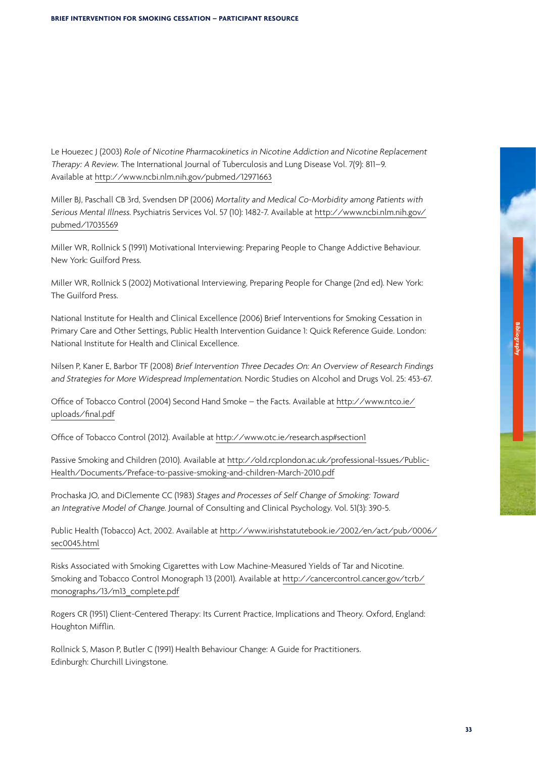Le Houezec J (2003) *Role of Nicotine Pharmacokinetics in Nicotine Addiction and Nicotine Replacement Therapy: A Review*. The International Journal of Tuberculosis and Lung Disease Vol. 7(9): 811–9. Available at http://www.ncbi.nlm.nih.gov/pubmed/12971663

Miller BJ, Paschall CB 3rd, Svendsen DP (2006) *Mortality and Medical Co-Morbidity among Patients with Serious Mental Illness*. Psychiatris Services Vol. 57 (10): 1482-7. Available at http://www.ncbi.nlm.nih.gov/pubmed/17035569

Miller WR, Rollnick S (1991) Motivational Interviewing: Preparing People to Change Addictive Behaviour. New York: Guilford Press.

Miller WR, Rollnick S (2002) Motivational Interviewing, Preparing People for Change (2nd ed). New York: The Guilford Press.

National Institute for Health and Clinical Excellence (2006) Brief Interventions for Smoking Cessation in Primary Care and Other Settings, Public Health Intervention Guidance 1: Quick Reference Guide. London: National Institute for Health and Clinical Excellence.

Nilsen P, Kaner E, Barbor TF (2008) *Brief Intervention Three Decades On: An Overview of Research Findings and Strategies for More Widespread Implementation*. Nordic Studies on Alcohol and Drugs Vol. 25: 453-67.

Office of Tobacco Control (2004) Second Hand Smoke – the Facts. Available at http://www.ntco.ie/uploads/final.pdf

Office of Tobacco Control (2012). Available at http://www.otc.ie/research.asp#section1

Passive Smoking and Children (2010). Available at http://old.rcplondon.ac.uk/professional-Issues/Public-Health/Documents/Preface-to-passive-smoking-and-children-March-2010.pdf

Prochaska JO, and DiClemente CC (1983) *Stages and Processes of Self Change of Smoking: Toward an Integrative Model of Change*. Journal of Consulting and Clinical Psychology. Vol. 51(3): 390-5.

Public Health (Tobacco) Act, 2002. Available at http://www.irishstatutebook.ie/2002/en/act/pub/0006/sec0045.html

Risks Associated with Smoking Cigarettes with Low Machine-Measured Yields of Tar and Nicotine. Smoking and Tobacco Control Monograph 13 (2001). Available at http://cancercontrol.cancer.gov/tcrb/monographs/13/m13_complete.pdf

Rogers CR (1951) Client-Centered Therapy: Its Current Practice, Implications and Theory. Oxford, England: Houghton Mifflin.

Rollnick S, Mason P, Butler C (1991) Health Behaviour Change: A Guide for Practitioners. Edinburgh: Churchill Livingstone.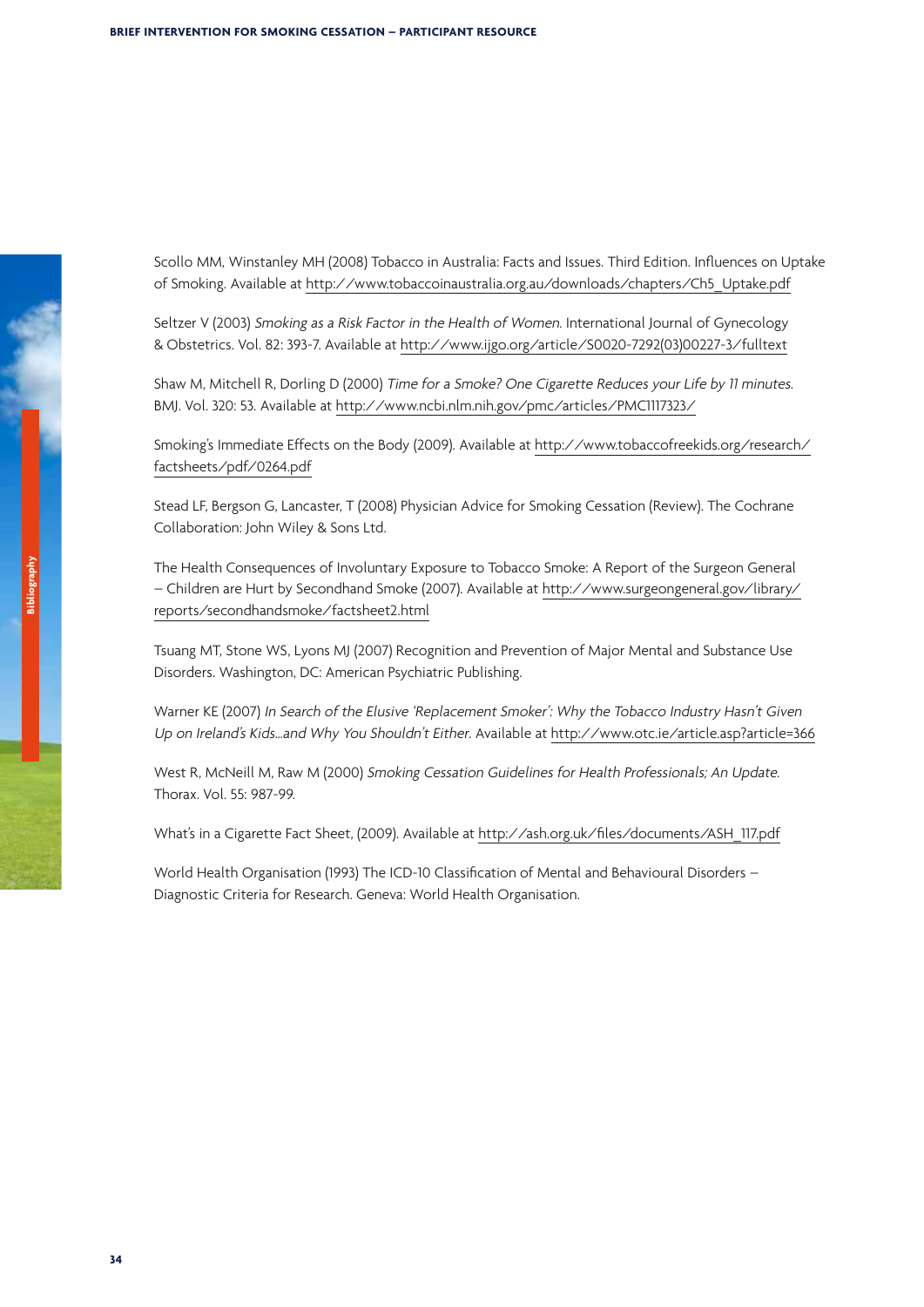Scollo MM, Winstanley MH (2008) Tobacco in Australia: Facts and Issues. Third Edition. Influences on Uptake of Smoking. Available at http://www.tobaccoinaustralia.org.au/downloads/chapters/Ch5_Uptake.pdf

Seltzer V (2003) *Smoking as a Risk Factor in the Health of Women.* International Journal of Gynecology & Obstetrics. Vol. 82: 393-7. Available at http://www.ijgo.org/article/S0020-7292(03)00227-3/fulltext

Shaw M, Mitchell R, Dorling D (2000) *Time for a Smoke? One Cigarette Reduces your Life by 11 minutes.* BMJ. Vol. 320: 53. Available at http://www.ncbi.nlm.nih.gov/pmc/articles/PMC1117323/

Smoking's Immediate Effects on the Body (2009). Available at http://www.tobaccofreekids.org/research/factsheets/pdf/0264.pdf

Stead LF, Bergson G, Lancaster, T (2008) Physician Advice for Smoking Cessation (Review). The Cochrane Collaboration: John Wiley & Sons Ltd.

The Health Consequences of Involuntary Exposure to Tobacco Smoke: A Report of the Surgeon General – Children are Hurt by Secondhand Smoke (2007). Available at http://www.surgeongeneral.gov/library/reports/secondhandsmoke/factsheet2.html

Tsuang MT, Stone WS, Lyons MJ (2007) Recognition and Prevention of Major Mental and Substance Use Disorders. Washington, DC: American Psychiatric Publishing.

Warner KE (2007) *In Search of the Elusive 'Replacement Smoker': Why the Tobacco Industry Hasn't Given Up on Ireland's Kids...and Why You Shouldn't Either.* Available at http://www.otc.ie/article.asp?article=366

West R, McNeill M, Raw M (2000) *Smoking Cessation Guidelines for Health Professionals; An Update.* Thorax. Vol. 55: 987-99.

What's in a Cigarette Fact Sheet, (2009). Available at http://ash.org.uk/files/documents/ASH_117.pdf

World Health Organisation (1993) The ICD-10 Classification of Mental and Behavioural Disorders – Diagnostic Criteria for Research. Geneva: World Health Organisation.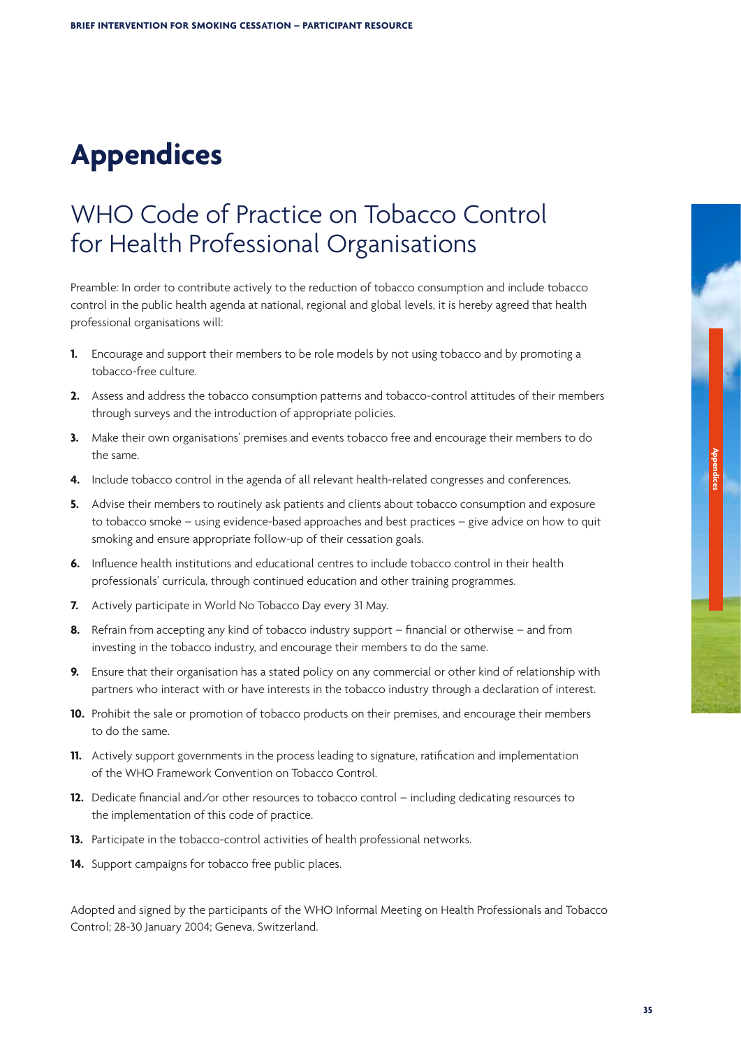# Appendices

## WHO Code of Practice on Tobacco Control for Health Professional Organisations

Preamble: In order to contribute actively to the reduction of tobacco consumption and include tobacco control in the public health agenda at national, regional and global levels, it is hereby agreed that health professional organisations will:

1. Encourage and support their members to be role models by not using tobacco and by promoting a tobacco-free culture.
2. Assess and address the tobacco consumption patterns and tobacco-control attitudes of their members through surveys and the introduction of appropriate policies.
3. Make their own organisations' premises and events tobacco free and encourage their members to do the same.
4. Include tobacco control in the agenda of all relevant health-related congresses and conferences.
5. Advise their members to routinely ask patients and clients about tobacco consumption and exposure to tobacco smoke – using evidence-based approaches and best practices – give advice on how to quit smoking and ensure appropriate follow-up of their cessation goals.
6. Influence health institutions and educational centres to include tobacco control in their health professionals' curricula, through continued education and other training programmes.
7. Actively participate in World No Tobacco Day every 31 May.
8. Refrain from accepting any kind of tobacco industry support – financial or otherwise – and from investing in the tobacco industry, and encourage their members to do the same.
9. Ensure that their organisation has a stated policy on any commercial or other kind of relationship with partners who interact with or have interests in the tobacco industry through a declaration of interest.
10. Prohibit the sale or promotion of tobacco products on their premises, and encourage their members to do the same.
11. Actively support governments in the process leading to signature, ratification and implementation of the WHO Framework Convention on Tobacco Control.
12. Dedicate financial and/or other resources to tobacco control – including dedicating resources to the implementation of this code of practice.
13. Participate in the tobacco-control activities of health professional networks.
14. Support campaigns for tobacco free public places.

Adopted and signed by the participants of the WHO Informal Meeting on Health Professionals and Tobacco Control; 28-30 January 2004; Geneva, Switzerland.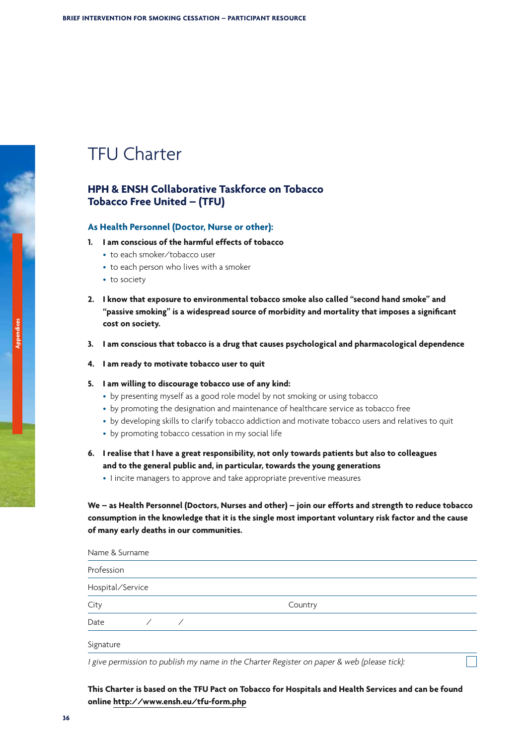# TFU Charter

## HPH & ENSH Collaborative Taskforce on Tobacco Tobacco Free United – (TFU)

### As Health Personnel (Doctor, Nurse or other):

1. **I am conscious of the harmful effects of tobacco**
   - to each smoker/tobacco user
   - to each person who lives with a smoker
   - to society

2. **I know that exposure to environmental tobacco smoke also called "second hand smoke" and "passive smoking" is a widespread source of morbidity and mortality that imposes a significant cost on society.**

3. **I am conscious that tobacco is a drug that causes psychological and pharmacological dependence**

4. **I am ready to motivate tobacco user to quit**

5. **I am willing to discourage tobacco use of any kind:**
   - by presenting myself as a good role model by not smoking or using tobacco
   - by promoting the designation and maintenance of healthcare service as tobacco free
   - by developing skills to clarify tobacco addiction and motivate tobacco users and relatives to quit
   - by promoting tobacco cessation in my social life

6. **I realise that I have a great responsibility, not only towards patients but also to colleagues and to the general public and, in particular, towards the young generations**
   - I incite managers to approve and take appropriate preventive measures

**We – as Health Personnel (Doctors, Nurses and other) – join our efforts and strength to reduce tobacco consumption in the knowledge that it is the single most important voluntary risk factor and the cause of many early deaths in our communities.**

Name & Surname

Profession

Hospital/Service

City　　　　　　　　　　　　　　　Country

Date　　　/　　　/

Signature

*I give permission to publish my name in the Charter Register on paper & web (please tick):* ☐

**This Charter is based on the TFU Pact on Tobacco for Hospitals and Health Services and can be found online http://www.ensh.eu/tfu-form.php**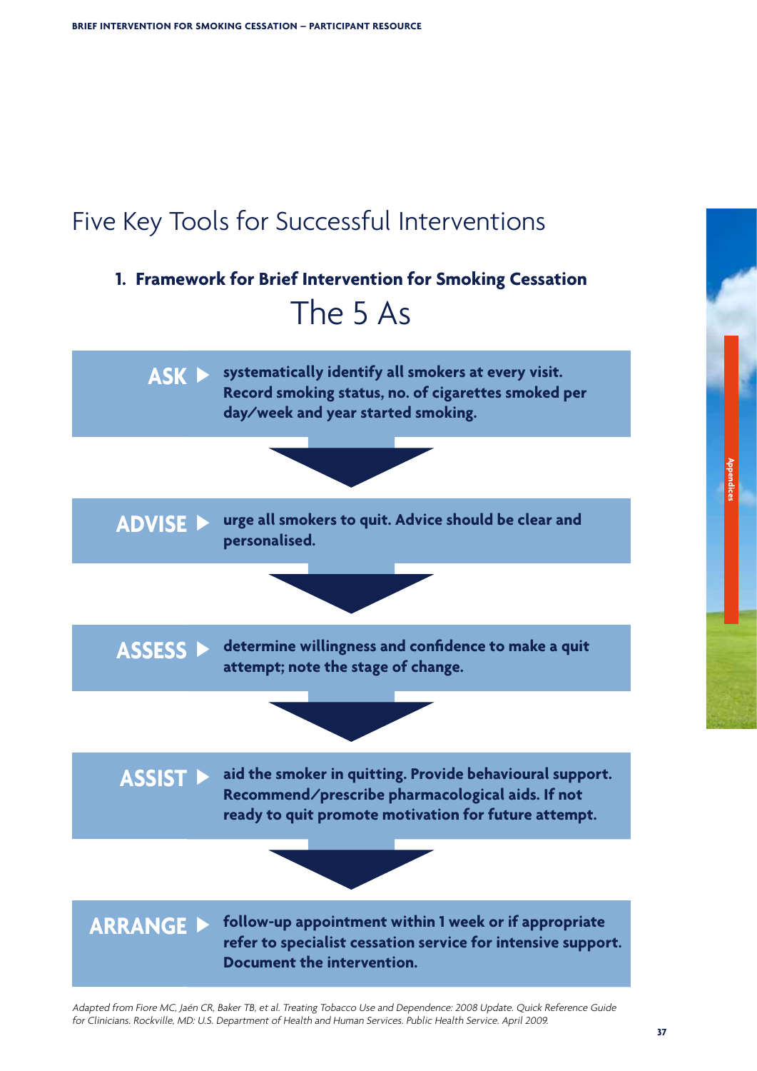# Five Key Tools for Successful Interventions

### 1. Framework for Brief Intervention for Smoking Cessation

## The 5 As

**ASK ▶** systematically identify all smokers at every visit. Record smoking status, no. of cigarettes smoked per day/week and year started smoking.

**ADVISE ▶** urge all smokers to quit. Advice should be clear and personalised.

**ASSESS ▶** determine willingness and confidence to make a quit attempt; note the stage of change.

**ASSIST ▶** aid the smoker in quitting. Provide behavioural support. Recommend/prescribe pharmacological aids. If not ready to quit promote motivation for future attempt.

**ARRANGE ▶** follow-up appointment within 1 week or if appropriate refer to specialist cessation service for intensive support. Document the intervention.

*Adapted from Fiore MC, Jaén CR, Baker TB, et al. Treating Tobacco Use and Dependence: 2008 Update. Quick Reference Guide for Clinicians. Rockville, MD: U.S. Department of Health and Human Services. Public Health Service. April 2009.*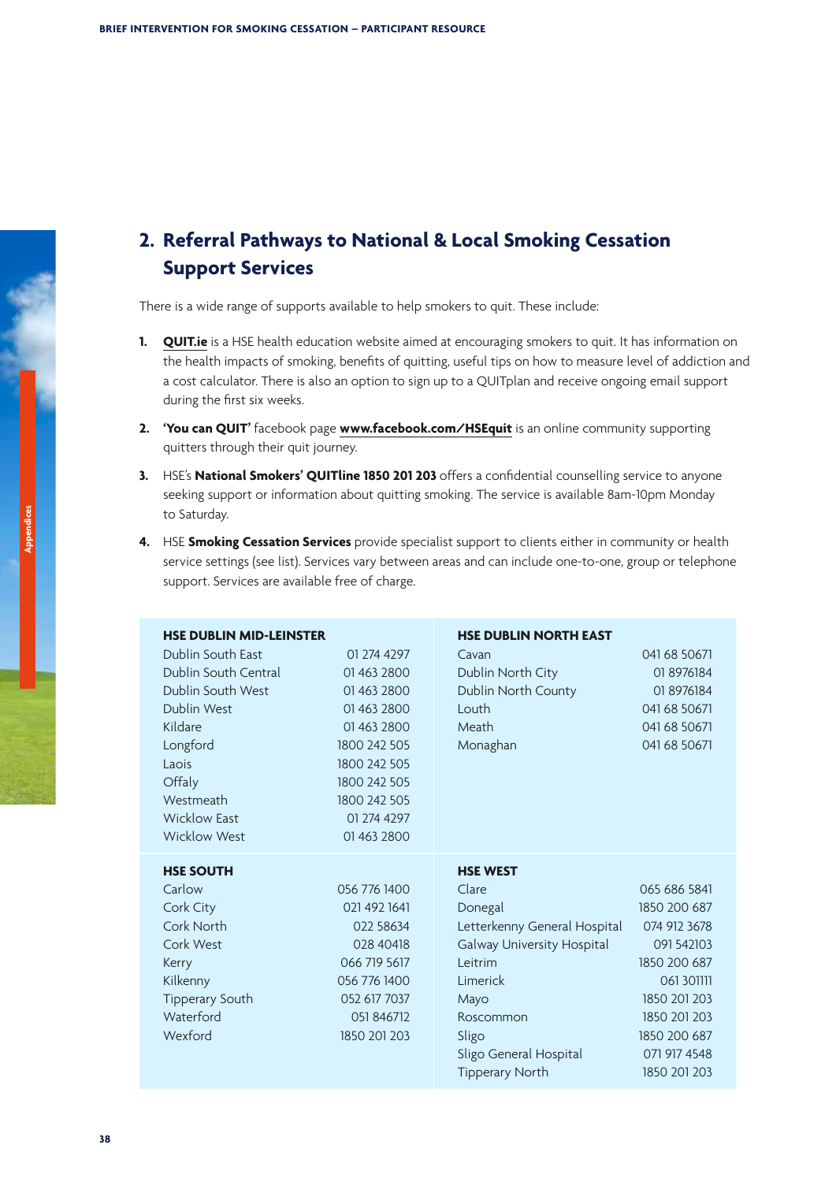## 2. Referral Pathways to National & Local Smoking Cessation Support Services

There is a wide range of supports available to help smokers to quit. These include:

1. **QUIT.ie** is a HSE health education website aimed at encouraging smokers to quit. It has information on the health impacts of smoking, benefits of quitting, useful tips on how to measure level of addiction and a cost calculator. There is also an option to sign up to a QUITplan and receive ongoing email support during the first six weeks.
2. **'You can QUIT'** facebook page **www.facebook.com/HSEquit** is an online community supporting quitters through their quit journey.
3. HSE's **National Smokers' QUITline 1850 201 203** offers a confidential counselling service to anyone seeking support or information about quitting smoking. The service is available 8am-10pm Monday to Saturday.
4. HSE **Smoking Cessation Services** provide specialist support to clients either in community or health service settings (see list). Services vary between areas and can include one-to-one, group or telephone support. Services are available free of charge.

| **HSE DUBLIN MID-LEINSTER** | |
|---|---|
| Dublin South East | 01 274 4297 |
| Dublin South Central | 01 463 2800 |
| Dublin South West | 01 463 2800 |
| Dublin West | 01 463 2800 |
| Kildare | 01 463 2800 |
| Longford | 1800 242 505 |
| Laois | 1800 242 505 |
| Offaly | 1800 242 505 |
| Westmeath | 1800 242 505 |
| Wicklow East | 01 274 4297 |
| Wicklow West | 01 463 2800 |

| **HSE DUBLIN NORTH EAST** | |
|---|---|
| Cavan | 041 68 50671 |
| Dublin North City | 01 8976184 |
| Dublin North County | 01 8976184 |
| Louth | 041 68 50671 |
| Meath | 041 68 50671 |
| Monaghan | 041 68 50671 |

| **HSE SOUTH** | |
|---|---|
| Carlow | 056 776 1400 |
| Cork City | 021 492 1641 |
| Cork North | 022 58634 |
| Cork West | 028 40418 |
| Kerry | 066 719 5617 |
| Kilkenny | 056 776 1400 |
| Tipperary South | 052 617 7037 |
| Waterford | 051 846712 |
| Wexford | 1850 201 203 |

| **HSE WEST** | |
|---|---|
| Clare | 065 686 5841 |
| Donegal | 1850 200 687 |
| Letterkenny General Hospital | 074 912 3678 |
| Galway University Hospital | 091 542103 |
| Leitrim | 1850 200 687 |
| Limerick | 061 301111 |
| Mayo | 1850 201 203 |
| Roscommon | 1850 201 203 |
| Sligo | 1850 200 687 |
| Sligo General Hospital | 071 917 4548 |
| Tipperary North | 1850 201 203 |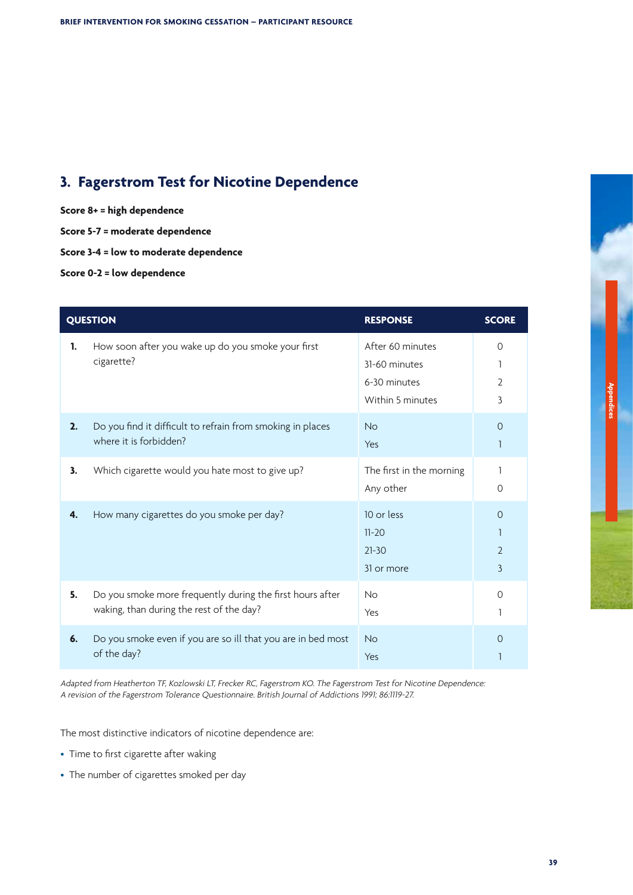## 3. Fagerstrom Test for Nicotine Dependence

**Score 8+ = high dependence**

**Score 5-7 = moderate dependence**

**Score 3-4 = low to moderate dependence**

**Score 0-2 = low dependence**

| QUESTION | | RESPONSE | SCORE |
|---|---|---|---|
| **1.** | How soon after you wake up do you smoke your first cigarette? | After 60 minutes<br>31-60 minutes<br>6-30 minutes<br>Within 5 minutes | 0<br>1<br>2<br>3 |
| **2.** | Do you find it difficult to refrain from smoking in places where it is forbidden? | No<br>Yes | 0<br>1 |
| **3.** | Which cigarette would you hate most to give up? | The first in the morning<br>Any other | 1<br>0 |
| **4.** | How many cigarettes do you smoke per day? | 10 or less<br>11-20<br>21-30<br>31 or more | 0<br>1<br>2<br>3 |
| **5.** | Do you smoke more frequently during the first hours after waking, than during the rest of the day? | No<br>Yes | 0<br>1 |
| **6.** | Do you smoke even if you are so ill that you are in bed most of the day? | No<br>Yes | 0<br>1 |

*Adapted from Heatherton TF, Kozlowski LT, Frecker RC, Fagerstrom KO. The Fagerstrom Test for Nicotine Dependence: A revision of the Fagerstrom Tolerance Questionnaire. British Journal of Addictions 1991; 86:1119-27.*

The most distinctive indicators of nicotine dependence are:

- Time to first cigarette after waking
- The number of cigarettes smoked per day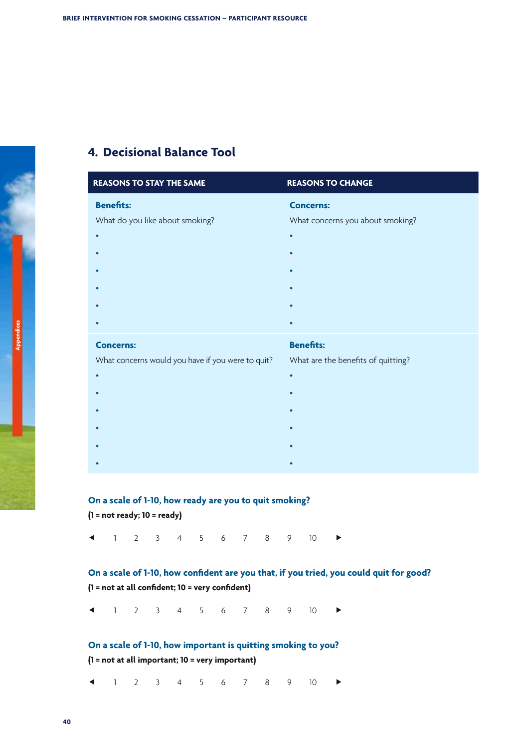## 4. Decisional Balance Tool

| REASONS TO STAY THE SAME | REASONS TO CHANGE |
|---|---|
| **Benefits:**<br>What do you like about smoking?<br>•<br>•<br>•<br>•<br>•<br>• | **Concerns:**<br>What concerns you about smoking?<br>•<br>•<br>•<br>•<br>•<br>• |
| **Concerns:**<br>What concerns would you have if you were to quit?<br>•<br>•<br>•<br>•<br>•<br>• | **Benefits:**<br>What are the benefits of quitting?<br>•<br>•<br>•<br>•<br>•<br>• |

**On a scale of 1-10, how ready are you to quit smoking?**

**(1 = not ready; 10 = ready)**

◄ 1 2 3 4 5 6 7 8 9 10 ►

**On a scale of 1-10, how confident are you that, if you tried, you could quit for good?**

**(1 = not at all confident; 10 = very confident)**

◄ 1 2 3 4 5 6 7 8 9 10 ►

**On a scale of 1-10, how important is quitting smoking to you?**

**(1 = not at all important; 10 = very important)**

◄ 1 2 3 4 5 6 7 8 9 10 ►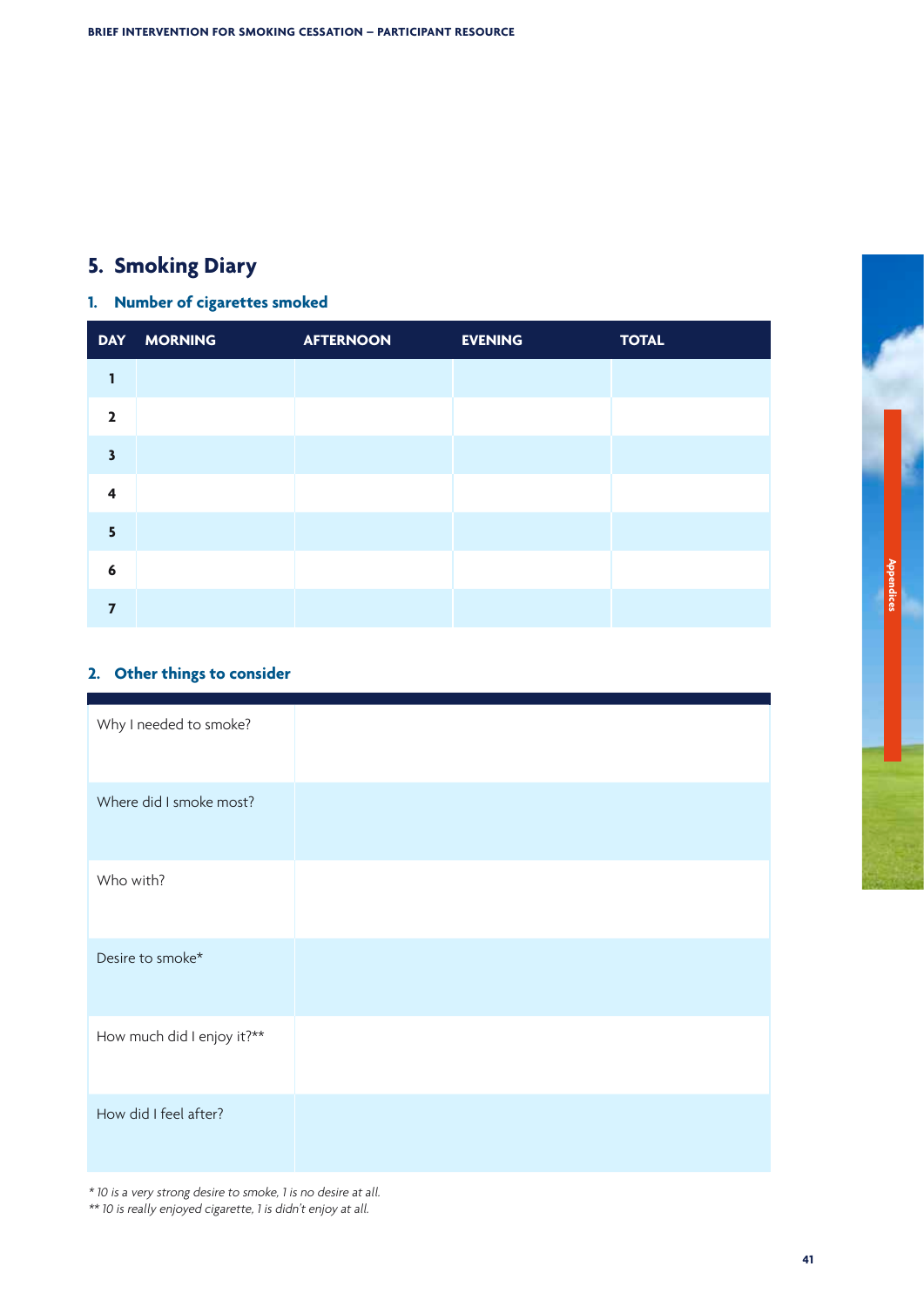## 5. Smoking Diary

### 1. Number of cigarettes smoked

| DAY | MORNING | AFTERNOON | EVENING | TOTAL |
|---|---|---|---|---|
| 1 | | | | |
| 2 | | | | |
| 3 | | | | |
| 4 | | | | |
| 5 | | | | |
| 6 | | | | |
| 7 | | | | |

### 2. Other things to consider

| | |
|---|---|
| Why I needed to smoke? | |
| Where did I smoke most? | |
| Who with? | |
| Desire to smoke* | |
| How much did I enjoy it?** | |
| How did I feel after? | |

*\* 10 is a very strong desire to smoke, 1 is no desire at all.*
*\*\* 10 is really enjoyed cigarette, 1 is didn't enjoy at all.*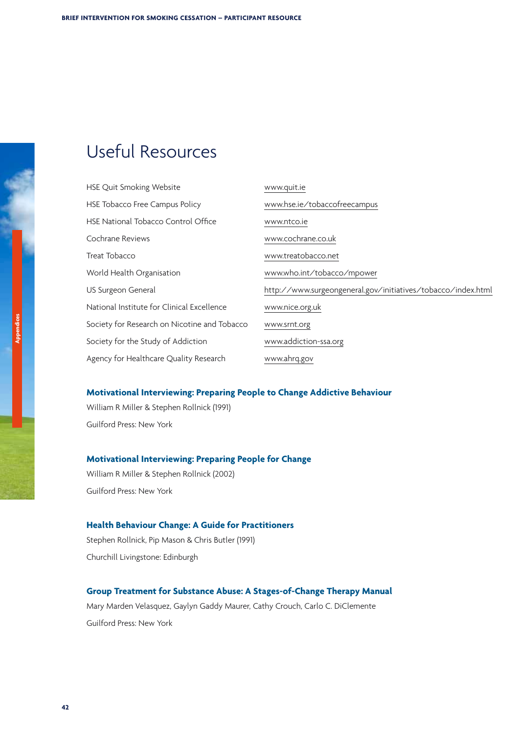# Useful Resources

| | |
|---|---|
| HSE Quit Smoking Website | www.quit.ie |
| HSE Tobacco Free Campus Policy | www.hse.ie/tobaccofreecampus |
| HSE National Tobacco Control Office | www.ntco.ie |
| Cochrane Reviews | www.cochrane.co.uk |
| Treat Tobacco | www.treatobacco.net |
| World Health Organisation | www.who.int/tobacco/mpower |
| US Surgeon General | http://www.surgeongeneral.gov/initiatives/tobacco/index.html |
| National Institute for Clinical Excellence | www.nice.org.uk |
| Society for Research on Nicotine and Tobacco | www.srnt.org |
| Society for the Study of Addiction | www.addiction-ssa.org |
| Agency for Healthcare Quality Research | www.ahrq.gov |

**Motivational Interviewing: Preparing People to Change Addictive Behaviour**

William R Miller & Stephen Rollnick (1991)

Guilford Press: New York

**Motivational Interviewing: Preparing People for Change**

William R Miller & Stephen Rollnick (2002)

Guilford Press: New York

**Health Behaviour Change: A Guide for Practitioners**

Stephen Rollnick, Pip Mason & Chris Butler (1991)

Churchill Livingstone: Edinburgh

**Group Treatment for Substance Abuse: A Stages-of-Change Therapy Manual**

Mary Marden Velasquez, Gaylyn Gaddy Maurer, Cathy Crouch, Carlo C. DiClemente

Guilford Press: New York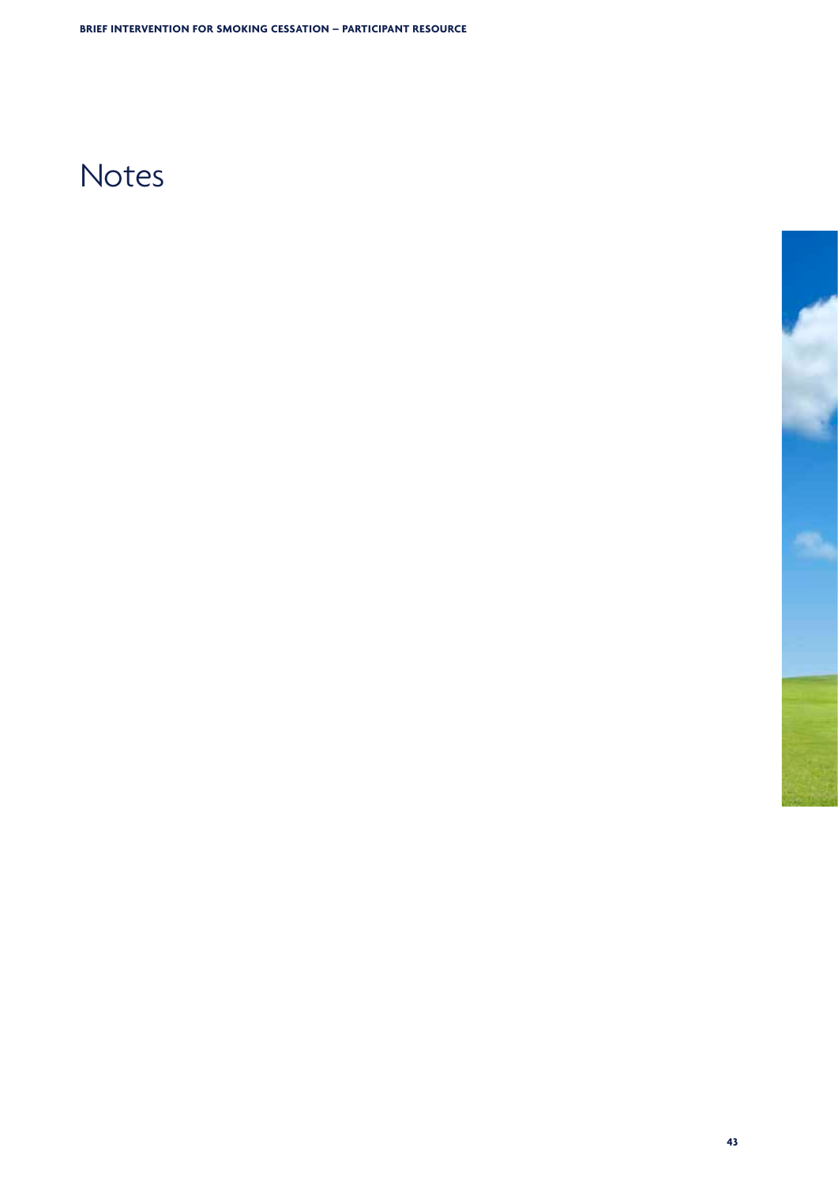# Notes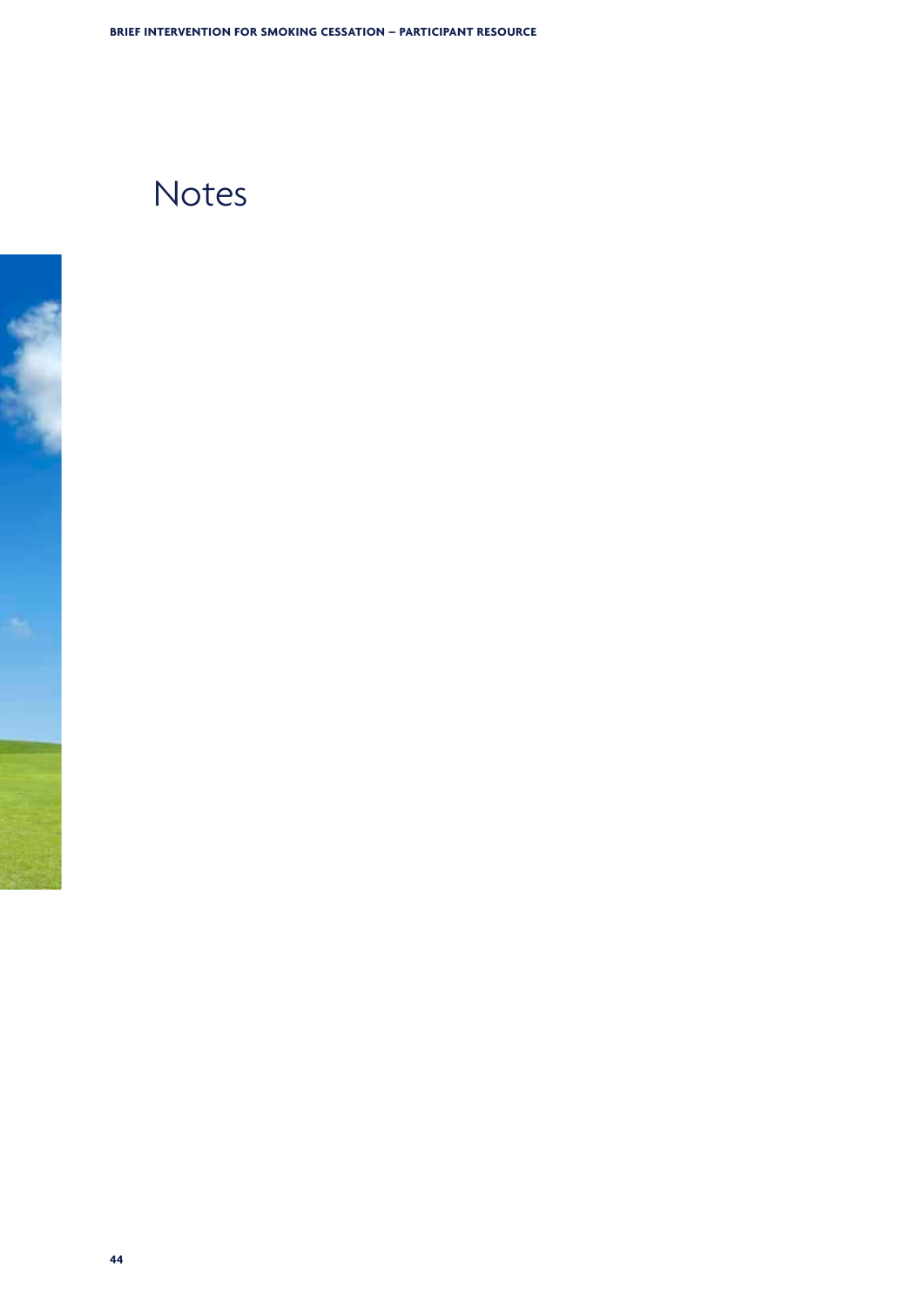# Notes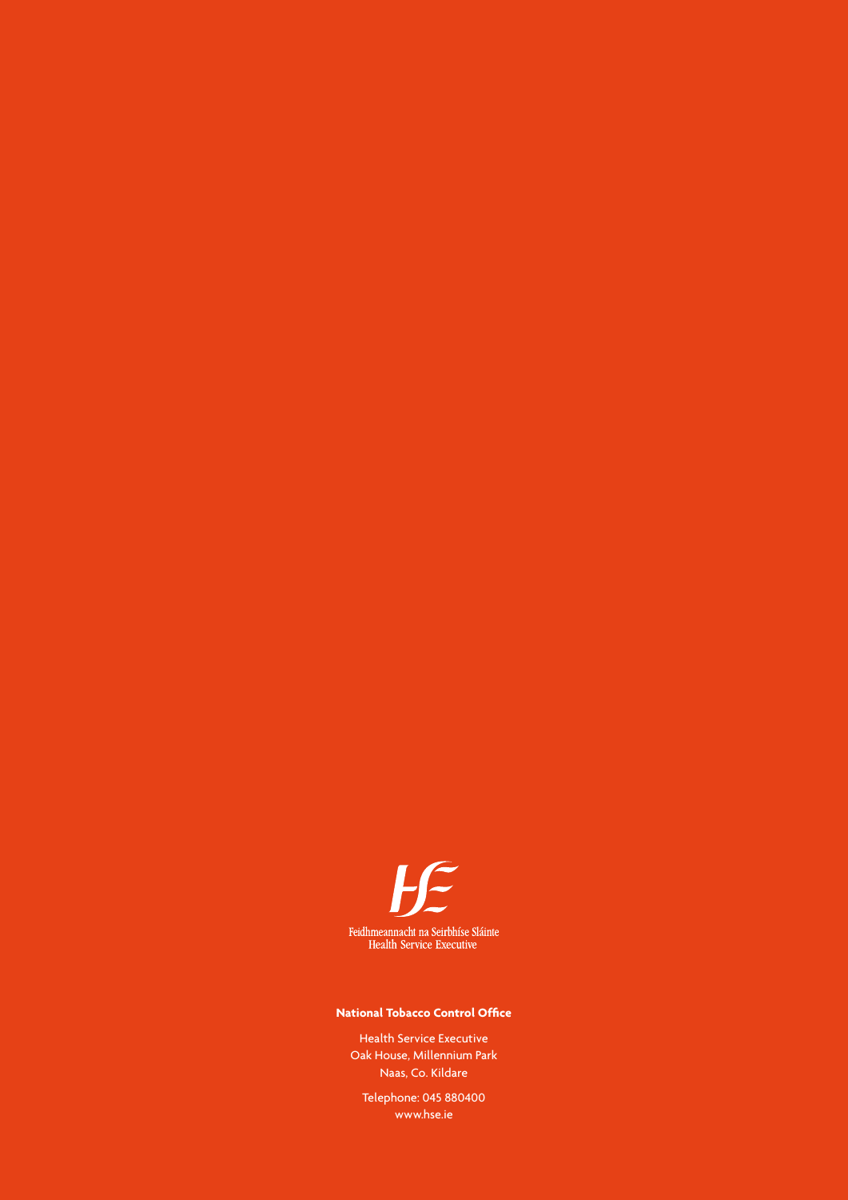Feidhmeannacht na Seirbhíse Sláinte
Health Service Executive

**National Tobacco Control Office**

Health Service Executive
Oak House, Millennium Park
Naas, Co. Kildare

Telephone: 045 880400
www.hse.ie